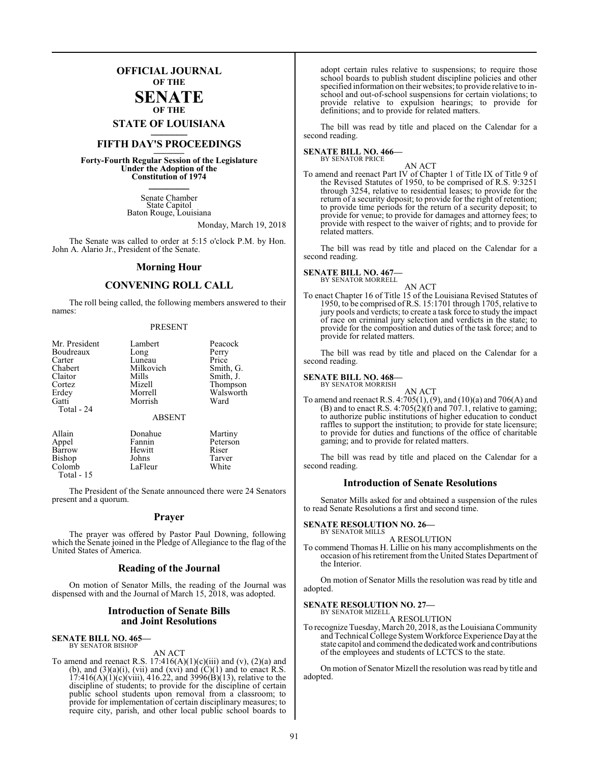# OFFICIAL JOURNAL OF THE SENATE OF THE STATE OF LOUISIANA

## FIFTH DAY'S PROCEEDINGS

**Forty-Fourth Regular Session of the Legislature Under the Adoption of the Constitution of 1974**

Senate Chamber
State Capitol
Baton Rouge, Louisiana

Monday, March 19, 2018

The Senate was called to order at 5:15 o'clock P.M. by Hon. John A. Alario Jr., President of the Senate.

## Morning Hour

## CONVENING ROLL CALL

The roll being called, the following members answered to their names:

PRESENT

| | | |
|---|---|---|
| Mr. President | Lambert | Peacock |
| Boudreaux | Long | Perry |
| Carter | Luneau | Price |
| Chabert | Milkovich | Smith, G. |
| Claitor | Mills | Smith, J. |
| Cortez | Mizell | Thompson |
| Erdey | Morrell | Walsworth |
| Gatti | Morrish | Ward |
| Total - 24 | | |

ABSENT

| | | |
|---|---|---|
| Allain | Donahue | Martiny |
| Appel | Fannin | Peterson |
| Barrow | Hewitt | Riser |
| Bishop | Johns | Tarver |
| Colomb | LaFleur | White |
| Total - 15 | | |

The President of the Senate announced there were 24 Senators present and a quorum.

## Prayer

The prayer was offered by Pastor Paul Downing, following which the Senate joined in the Pledge of Allegiance to the flag of the United States of America.

## Reading of the Journal

On motion of Senator Mills, the reading of the Journal was dispensed with and the Journal of March 15, 2018, was adopted.

## Introduction of Senate Bills and Joint Resolutions

**SENATE BILL NO. 465—**
BY SENATOR BISHOP

AN ACT

To amend and reenact R.S. 17:416(A)(1)(c)(iii) and (v), (2)(a) and (b), and (3)(a)(i), (vii) and (xvi) and (C)(1) and to enact R.S. 17:416(A)(1)(c)(viii), 416.22, and 3996(B)(13), relative to the discipline of students; to provide for the discipline of certain public school students upon removal from a classroom; to provide for implementation of certain disciplinary measures; to require city, parish, and other local public school boards to adopt certain rules relative to suspensions; to require those school boards to publish student discipline policies and other specified information on their websites; to provide relative to in-school and out-of-school suspensions for certain violations; to provide relative to expulsion hearings; to provide for definitions; and to provide for related matters.

The bill was read by title and placed on the Calendar for a second reading.

**SENATE BILL NO. 466—**
BY SENATOR PRICE

AN ACT

To amend and reenact Part IV of Chapter 1 of Title IX of Title 9 of the Revised Statutes of 1950, to be comprised of R.S. 9:3251 through 3254, relative to residential leases; to provide for the return of a security deposit; to provide for the right of retention; to provide time periods for the return of a security deposit; to provide for venue; to provide for damages and attorney fees; to provide with respect to the waiver of rights; and to provide for related matters.

The bill was read by title and placed on the Calendar for a second reading.

**SENATE BILL NO. 467—**
BY SENATOR MORRELL

AN ACT

To enact Chapter 16 of Title 15 of the Louisiana Revised Statutes of 1950, to be comprised of R.S. 15:1701 through 1705, relative to jury pools and verdicts; to create a task force to study the impact of race on criminal jury selection and verdicts in the state; to provide for the composition and duties of the task force; and to provide for related matters.

The bill was read by title and placed on the Calendar for a second reading.

**SENATE BILL NO. 468—**
BY SENATOR MORRISH

AN ACT

To amend and reenact R.S. 4:705(1), (9), and (10)(a) and 706(A) and (B) and to enact R.S. 4:705(2)(f) and 707.1, relative to gaming; to authorize public institutions of higher education to conduct raffles to support the institution; to provide for state licensure; to provide for duties and functions of the office of charitable gaming; and to provide for related matters.

The bill was read by title and placed on the Calendar for a second reading.

## Introduction of Senate Resolutions

Senator Mills asked for and obtained a suspension of the rules to read Senate Resolutions a first and second time.

**SENATE RESOLUTION NO. 26—**
BY SENATOR MILLS

A RESOLUTION

To commend Thomas H. Lillie on his many accomplishments on the occasion of his retirement from the United States Department of the Interior.

On motion of Senator Mills the resolution was read by title and adopted.

**SENATE RESOLUTION NO. 27—**
BY SENATOR MIZELL

A RESOLUTION

To recognize Tuesday, March 20, 2018, as the Louisiana Community and Technical College System Workforce Experience Day at the state capitol and commend the dedicated work and contributions of the employees and students of LCTCS to the state.

On motion of Senator Mizell the resolution was read by title and adopted.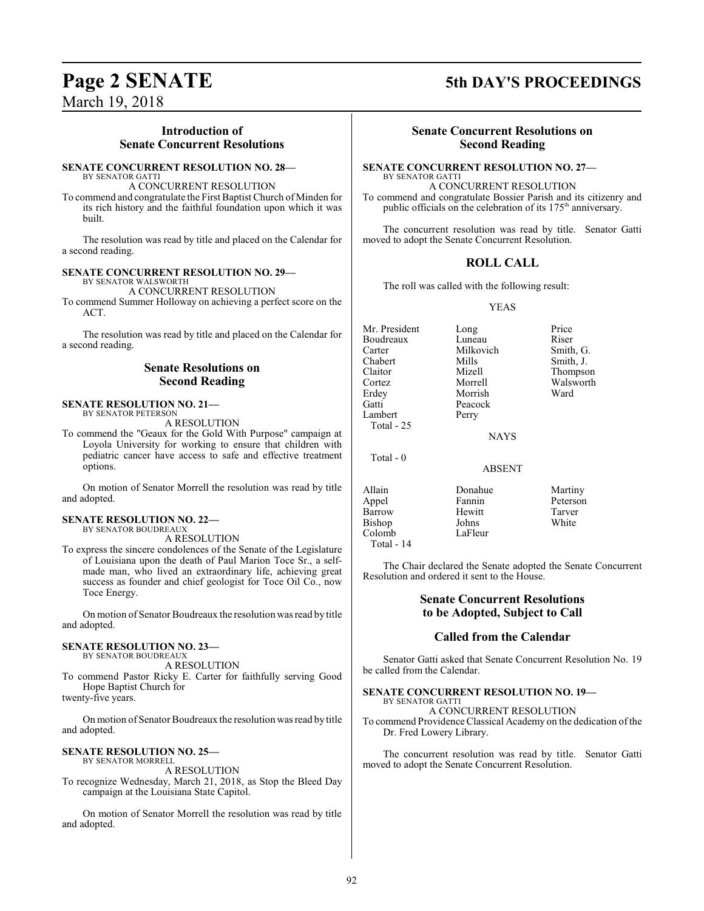## Introduction of Senate Concurrent Resolutions

**SENATE CONCURRENT RESOLUTION NO. 28—**
BY SENATOR GATTI

A CONCURRENT RESOLUTION

To commend and congratulate the First Baptist Church of Minden for its rich history and the faithful foundation upon which it was built.

The resolution was read by title and placed on the Calendar for a second reading.

**SENATE CONCURRENT RESOLUTION NO. 29—**
BY SENATOR WALSWORTH

A CONCURRENT RESOLUTION

To commend Summer Holloway on achieving a perfect score on the ACT.

The resolution was read by title and placed on the Calendar for a second reading.

## Senate Resolutions on Second Reading

**SENATE RESOLUTION NO. 21—**
BY SENATOR PETERSON

A RESOLUTION

To commend the "Geaux for the Gold With Purpose" campaign at Loyola University for working to ensure that children with pediatric cancer have access to safe and effective treatment options.

On motion of Senator Morrell the resolution was read by title and adopted.

**SENATE RESOLUTION NO. 22—**
BY SENATOR BOUDREAUX

A RESOLUTION

To express the sincere condolences of the Senate of the Legislature of Louisiana upon the death of Paul Marion Toce Sr., a self-made man, who lived an extraordinary life, achieving great success as founder and chief geologist for Toce Oil Co., now Toce Energy.

On motion of Senator Boudreaux the resolution was read by title and adopted.

**SENATE RESOLUTION NO. 23—**
BY SENATOR BOUDREAUX

A RESOLUTION

To commend Pastor Ricky E. Carter for faithfully serving Good Hope Baptist Church for twenty-five years.

On motion of Senator Boudreaux the resolution was read by title and adopted.

**SENATE RESOLUTION NO. 25—**
BY SENATOR MORRELL

A RESOLUTION

To recognize Wednesday, March 21, 2018, as Stop the Bleed Day campaign at the Louisiana State Capitol.

On motion of Senator Morrell the resolution was read by title and adopted.

## Senate Concurrent Resolutions on Second Reading

**SENATE CONCURRENT RESOLUTION NO. 27—**
BY SENATOR GATTI

A CONCURRENT RESOLUTION

To commend and congratulate Bossier Parish and its citizenry and public officials on the celebration of its 175th anniversary.

The concurrent resolution was read by title. Senator Gatti moved to adopt the Senate Concurrent Resolution.

### ROLL CALL

The roll was called with the following result:

YEAS

| | | |
|---|---|---|
| Mr. President | Long | Price |
| Boudreaux | Luneau | Riser |
| Carter | Milkovich | Smith, G. |
| Chabert | Mills | Smith, J. |
| Claitor | Mizell | Thompson |
| Cortez | Morrell | Walsworth |
| Erdey | Morrish | Ward |
| Gatti | Peacock | |
| Lambert | Perry | |

Total - 25

NAYS

Total - 0

ABSENT

| | | |
|---|---|---|
| Allain | Donahue | Martiny |
| Appel | Fannin | Peterson |
| Barrow | Hewitt | Tarver |
| Bishop | Johns | White |
| Colomb | LaFleur | |

Total - 14

The Chair declared the Senate adopted the Senate Concurrent Resolution and ordered it sent to the House.

## Senate Concurrent Resolutions to be Adopted, Subject to Call

## Called from the Calendar

Senator Gatti asked that Senate Concurrent Resolution No. 19 be called from the Calendar.

**SENATE CONCURRENT RESOLUTION NO. 19—**
BY SENATOR GATTI

A CONCURRENT RESOLUTION

To commend Providence Classical Academy on the dedication of the Dr. Fred Lowery Library.

The concurrent resolution was read by title. Senator Gatti moved to adopt the Senate Concurrent Resolution.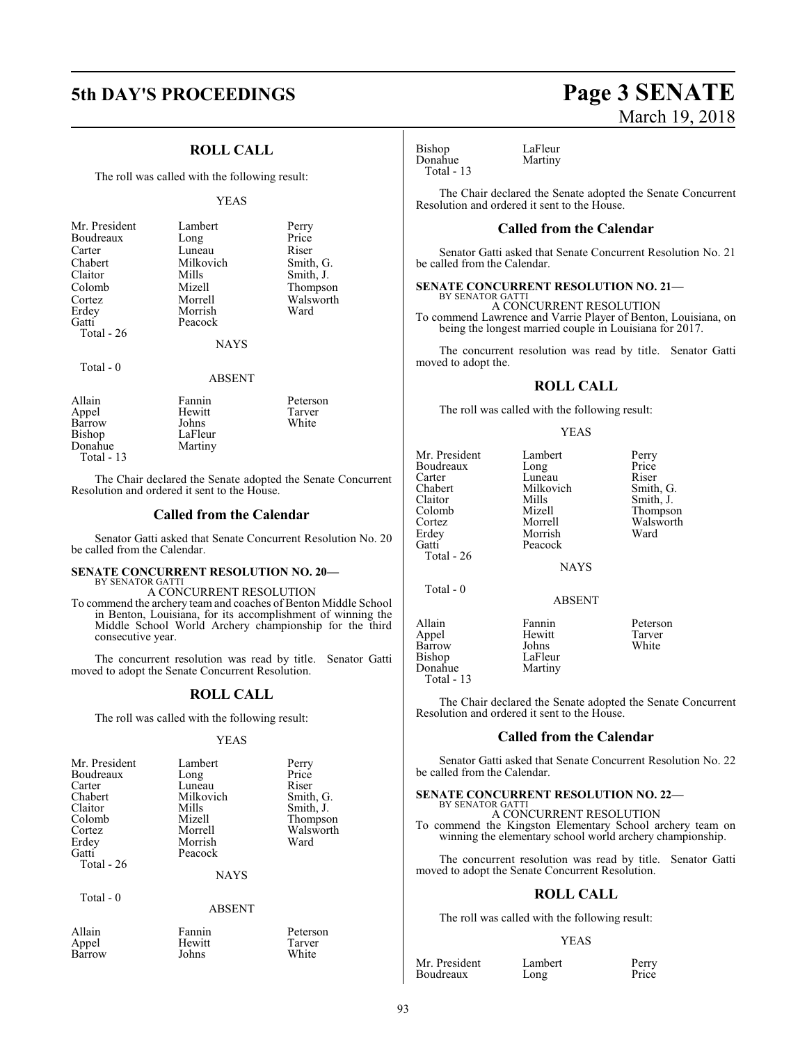## ROLL CALL

The roll was called with the following result:

YEAS

| | | |
|---|---|---|
| Mr. President | Lambert | Perry |
| Boudreaux | Long | Price |
| Carter | Luneau | Riser |
| Chabert | Milkovich | Smith, G. |
| Claitor | Mills | Smith, J. |
| Colomb | Mizell | Thompson |
| Cortez | Morrell | Walsworth |
| Erdey | Morrish | Ward |
| Gatti | Peacock | |
| Total - 26 | | |

NAYS

Total - 0

ABSENT

| | | |
|---|---|---|
| Allain | Fannin | Peterson |
| Appel | Hewitt | Tarver |
| Barrow | Johns | White |
| Bishop | LaFleur | |
| Donahue | Martiny | |
| Total - 13 | | |

The Chair declared the Senate adopted the Senate Concurrent Resolution and ordered it sent to the House.

## Called from the Calendar

Senator Gatti asked that Senate Concurrent Resolution No. 20 be called from the Calendar.

**SENATE CONCURRENT RESOLUTION NO. 20—**
BY SENATOR GATTI
A CONCURRENT RESOLUTION
To commend the archery team and coaches of Benton Middle School in Benton, Louisiana, for its accomplishment of winning the Middle School World Archery championship for the third consecutive year.

The concurrent resolution was read by title. Senator Gatti moved to adopt the Senate Concurrent Resolution.

## ROLL CALL

The roll was called with the following result:

YEAS

| | | |
|---|---|---|
| Mr. President | Lambert | Perry |
| Boudreaux | Long | Price |
| Carter | Luneau | Riser |
| Chabert | Milkovich | Smith, G. |
| Claitor | Mills | Smith, J. |
| Colomb | Mizell | Thompson |
| Cortez | Morrell | Walsworth |
| Erdey | Morrish | Ward |
| Gatti | Peacock | |
| Total - 26 | | |

NAYS

Total - 0

ABSENT

| | | |
|---|---|---|
| Allain | Fannin | Peterson |
| Appel | Hewitt | Tarver |
| Barrow | Johns | White |
| Bishop | LaFleur | |
| Donahue | Martiny | |
| Total - 13 | | |

The Chair declared the Senate adopted the Senate Concurrent Resolution and ordered it sent to the House.

## Called from the Calendar

Senator Gatti asked that Senate Concurrent Resolution No. 21 be called from the Calendar.

**SENATE CONCURRENT RESOLUTION NO. 21—**
BY SENATOR GATTI
A CONCURRENT RESOLUTION
To commend Lawrence and Varrie Player of Benton, Louisiana, on being the longest married couple in Louisiana for 2017.

The concurrent resolution was read by title. Senator Gatti moved to adopt the.

## ROLL CALL

The roll was called with the following result:

YEAS

| | | |
|---|---|---|
| Mr. President | Lambert | Perry |
| Boudreaux | Long | Price |
| Carter | Luneau | Riser |
| Chabert | Milkovich | Smith, G. |
| Claitor | Mills | Smith, J. |
| Colomb | Mizell | Thompson |
| Cortez | Morrell | Walsworth |
| Erdey | Morrish | Ward |
| Gatti | Peacock | |
| Total - 26 | | |

NAYS

Total - 0

ABSENT

| | | |
|---|---|---|
| Allain | Fannin | Peterson |
| Appel | Hewitt | Tarver |
| Barrow | Johns | White |
| Bishop | LaFleur | |
| Donahue | Martiny | |
| Total - 13 | | |

The Chair declared the Senate adopted the Senate Concurrent Resolution and ordered it sent to the House.

## Called from the Calendar

Senator Gatti asked that Senate Concurrent Resolution No. 22 be called from the Calendar.

**SENATE CONCURRENT RESOLUTION NO. 22—**
BY SENATOR GATTI
A CONCURRENT RESOLUTION
To commend the Kingston Elementary School archery team on winning the elementary school world archery championship.

The concurrent resolution was read by title. Senator Gatti moved to adopt the Senate Concurrent Resolution.

## ROLL CALL

The roll was called with the following result:

YEAS

| | | |
|---|---|---|
| Mr. President | Lambert | Perry |
| Boudreaux | Long | Price |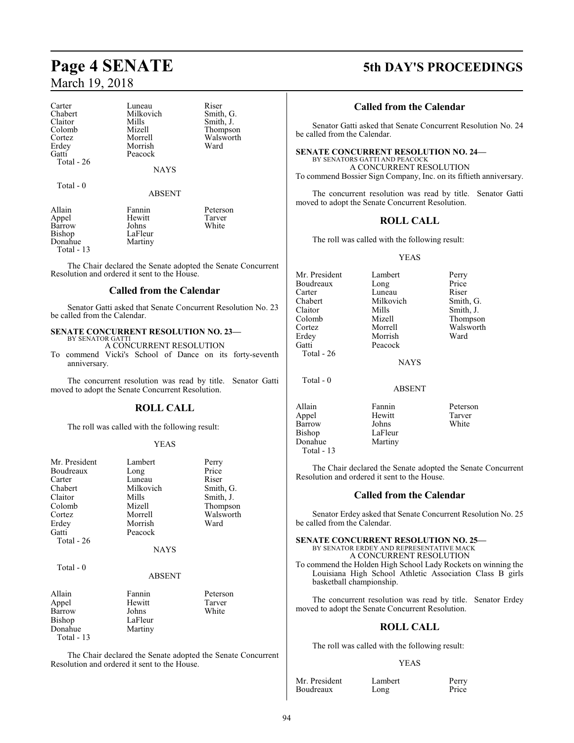| | | |
|---|---|---|
| Carter | Luneau | Riser |
| Chabert | Milkovich | Smith, G. |
| Claitor | Mills | Smith, J. |
| Colomb | Mizell | Thompson |
| Cortez | Morrell | Walsworth |
| Erdey | Morrish | Ward |
| Gatti | Peacock | |
| Total - 26 | | |

NAYS

Total - 0

ABSENT

| | | |
|---|---|---|
| Allain | Fannin | Peterson |
| Appel | Hewitt | Tarver |
| Barrow | Johns | White |
| Bishop | LaFleur | |
| Donahue | Martiny | |
| Total - 13 | | |

The Chair declared the Senate adopted the Senate Concurrent Resolution and ordered it sent to the House.

## Called from the Calendar

Senator Gatti asked that Senate Concurrent Resolution No. 23 be called from the Calendar.

**SENATE CONCURRENT RESOLUTION NO. 23—**
BY SENATOR GATTI
A CONCURRENT RESOLUTION
To commend Vicki's School of Dance on its forty-seventh anniversary.

The concurrent resolution was read by title. Senator Gatti moved to adopt the Senate Concurrent Resolution.

## ROLL CALL

The roll was called with the following result:

YEAS

| | | |
|---|---|---|
| Mr. President | Lambert | Perry |
| Boudreaux | Long | Price |
| Carter | Luneau | Riser |
| Chabert | Milkovich | Smith, G. |
| Claitor | Mills | Smith, J. |
| Colomb | Mizell | Thompson |
| Cortez | Morrell | Walsworth |
| Erdey | Morrish | Ward |
| Gatti | Peacock | |
| Total - 26 | | |

NAYS

Total - 0

ABSENT

| | | |
|---|---|---|
| Allain | Fannin | Peterson |
| Appel | Hewitt | Tarver |
| Barrow | Johns | White |
| Bishop | LaFleur | |
| Donahue | Martiny | |
| Total - 13 | | |

The Chair declared the Senate adopted the Senate Concurrent Resolution and ordered it sent to the House.

## Called from the Calendar

Senator Gatti asked that Senate Concurrent Resolution No. 24 be called from the Calendar.

**SENATE CONCURRENT RESOLUTION NO. 24—**
BY SENATORS GATTI AND PEACOCK
A CONCURRENT RESOLUTION
To commend Bossier Sign Company, Inc. on its fiftieth anniversary.

The concurrent resolution was read by title. Senator Gatti moved to adopt the Senate Concurrent Resolution.

## ROLL CALL

The roll was called with the following result:

YEAS

| | | |
|---|---|---|
| Mr. President | Lambert | Perry |
| Boudreaux | Long | Price |
| Carter | Luneau | Riser |
| Chabert | Milkovich | Smith, G. |
| Claitor | Mills | Smith, J. |
| Colomb | Mizell | Thompson |
| Cortez | Morrell | Walsworth |
| Erdey | Morrish | Ward |
| Gatti | Peacock | |
| Total - 26 | | |

NAYS

Total - 0

ABSENT

| | | |
|---|---|---|
| Allain | Fannin | Peterson |
| Appel | Hewitt | Tarver |
| Barrow | Johns | White |
| Bishop | LaFleur | |
| Donahue | Martiny | |
| Total - 13 | | |

The Chair declared the Senate adopted the Senate Concurrent Resolution and ordered it sent to the House.

## Called from the Calendar

Senator Erdey asked that Senate Concurrent Resolution No. 25 be called from the Calendar.

**SENATE CONCURRENT RESOLUTION NO. 25—**
BY SENATOR ERDEY AND REPRESENTATIVE MACK
A CONCURRENT RESOLUTION
To commend the Holden High School Lady Rockets on winning the Louisiana High School Athletic Association Class B girls basketball championship.

The concurrent resolution was read by title. Senator Erdey moved to adopt the Senate Concurrent Resolution.

## ROLL CALL

The roll was called with the following result:

YEAS

| | | |
|---|---|---|
| Mr. President | Lambert | Perry |
| Boudreaux | Long | Price |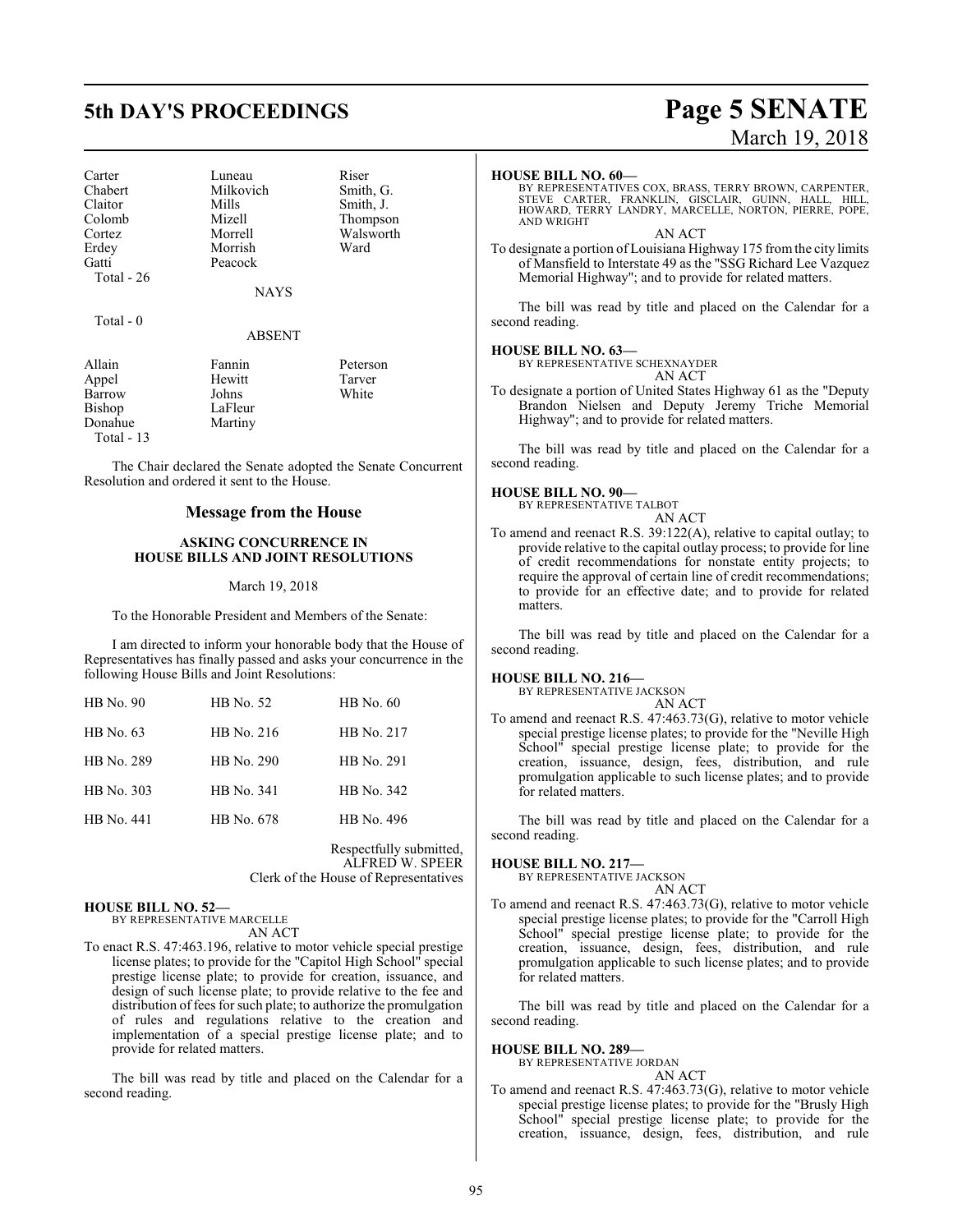| Carter | Luneau | Riser |
|---|---|---|
| Chabert | Milkovich | Smith, G. |
| Claitor | Mills | Smith, J. |
| Colomb | Mizell | Thompson |
| Cortez | Morrell | Walsworth |
| Erdey | Morrish | Ward |
| Gatti | Peacock | |
| Total - 26 | | |

NAYS

Total - 0

ABSENT

| Allain | Fannin | Peterson |
|---|---|---|
| Appel | Hewitt | Tarver |
| Barrow | Johns | White |
| Bishop | LaFleur | |
| Donahue | Martiny | |
| Total - 13 | | |

The Chair declared the Senate adopted the Senate Concurrent Resolution and ordered it sent to the House.

## Message from the House

### ASKING CONCURRENCE IN HOUSE BILLS AND JOINT RESOLUTIONS

March 19, 2018

To the Honorable President and Members of the Senate:

I am directed to inform your honorable body that the House of Representatives has finally passed and asks your concurrence in the following House Bills and Joint Resolutions:

| HB No. 90 | HB No. 52 | HB No. 60 |
|---|---|---|
| HB No. 63 | HB No. 216 | HB No. 217 |
| HB No. 289 | HB No. 290 | HB No. 291 |
| HB No. 303 | HB No. 341 | HB No. 342 |
| HB No. 441 | HB No. 678 | HB No. 496 |

Respectfully submitted,
ALFRED W. SPEER
Clerk of the House of Representatives

**HOUSE BILL NO. 52—**
BY REPRESENTATIVE MARCELLE
AN ACT

To enact R.S. 47:463.196, relative to motor vehicle special prestige license plates; to provide for the "Capitol High School" special prestige license plate; to provide for creation, issuance, and design of such license plate; to provide relative to the fee and distribution of fees for such plate; to authorize the promulgation of rules and regulations relative to the creation and implementation of a special prestige license plate; and to provide for related matters.

The bill was read by title and placed on the Calendar for a second reading.

**HOUSE BILL NO. 60—**
BY REPRESENTATIVES COX, BRASS, TERRY BROWN, CARPENTER, STEVE CARTER, FRANKLIN, GISCLAIR, GUINN, HALL, HILL, HOWARD, TERRY LANDRY, MARCELLE, NORTON, PIERRE, POPE, AND WRIGHT
AN ACT

To designate a portion of Louisiana Highway 175 from the city limits of Mansfield to Interstate 49 as the "SSG Richard Lee Vazquez Memorial Highway"; and to provide for related matters.

The bill was read by title and placed on the Calendar for a second reading.

**HOUSE BILL NO. 63—**
BY REPRESENTATIVE SCHEXNAYDER
AN ACT

To designate a portion of United States Highway 61 as the "Deputy Brandon Nielsen and Deputy Jeremy Triche Memorial Highway"; and to provide for related matters.

The bill was read by title and placed on the Calendar for a second reading.

**HOUSE BILL NO. 90—**
BY REPRESENTATIVE TALBOT
AN ACT

To amend and reenact R.S. 39:122(A), relative to capital outlay; to provide relative to the capital outlay process; to provide for line of credit recommendations for nonstate entity projects; to require the approval of certain line of credit recommendations; to provide for an effective date; and to provide for related matters.

The bill was read by title and placed on the Calendar for a second reading.

**HOUSE BILL NO. 216—**
BY REPRESENTATIVE JACKSON
AN ACT

To amend and reenact R.S. 47:463.73(G), relative to motor vehicle special prestige license plates; to provide for the "Neville High School" special prestige license plate; to provide for the creation, issuance, design, fees, distribution, and rule promulgation applicable to such license plates; and to provide for related matters.

The bill was read by title and placed on the Calendar for a second reading.

**HOUSE BILL NO. 217—**
BY REPRESENTATIVE JACKSON
AN ACT

To amend and reenact R.S. 47:463.73(G), relative to motor vehicle special prestige license plates; to provide for the "Carroll High School" special prestige license plate; to provide for the creation, issuance, design, fees, distribution, and rule promulgation applicable to such license plates; and to provide for related matters.

The bill was read by title and placed on the Calendar for a second reading.

**HOUSE BILL NO. 289—**
BY REPRESENTATIVE JORDAN
AN ACT

To amend and reenact R.S. 47:463.73(G), relative to motor vehicle special prestige license plates; to provide for the "Brusly High School" special prestige license plate; to provide for the creation, issuance, design, fees, distribution, and rule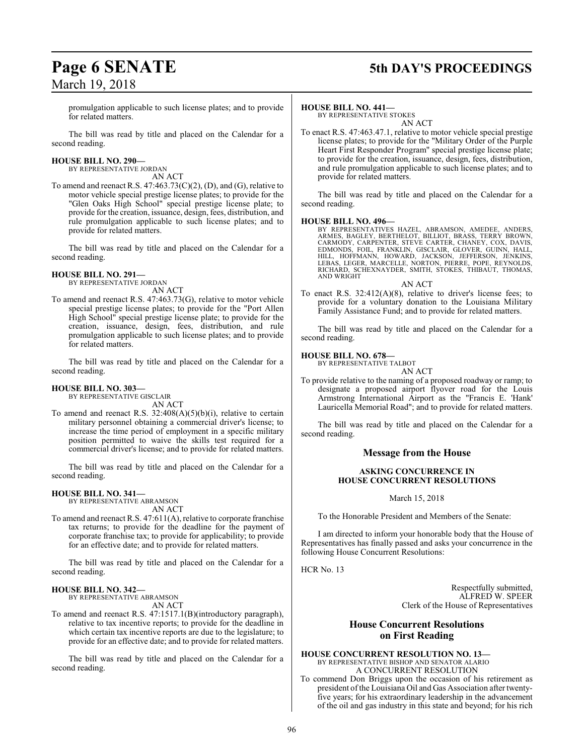promulgation applicable to such license plates; and to provide for related matters.

The bill was read by title and placed on the Calendar for a second reading.

**HOUSE BILL NO. 290—**
BY REPRESENTATIVE JORDAN
AN ACT

To amend and reenact R.S. 47:463.73(C)(2), (D), and (G), relative to motor vehicle special prestige license plates; to provide for the "Glen Oaks High School" special prestige license plate; to provide for the creation, issuance, design, fees, distribution, and rule promulgation applicable to such license plates; and to provide for related matters.

The bill was read by title and placed on the Calendar for a second reading.

**HOUSE BILL NO. 291—**
BY REPRESENTATIVE JORDAN
AN ACT

To amend and reenact R.S. 47:463.73(G), relative to motor vehicle special prestige license plates; to provide for the "Port Allen High School" special prestige license plate; to provide for the creation, issuance, design, fees, distribution, and rule promulgation applicable to such license plates; and to provide for related matters.

The bill was read by title and placed on the Calendar for a second reading.

**HOUSE BILL NO. 303—**
BY REPRESENTATIVE GISCLAIR
AN ACT

To amend and reenact R.S. 32:408(A)(5)(b)(i), relative to certain military personnel obtaining a commercial driver's license; to increase the time period of employment in a specific military position permitted to waive the skills test required for a commercial driver's license; and to provide for related matters.

The bill was read by title and placed on the Calendar for a second reading.

**HOUSE BILL NO. 341—**
BY REPRESENTATIVE ABRAMSON
AN ACT

To amend and reenact R.S. 47:611(A), relative to corporate franchise tax returns; to provide for the deadline for the payment of corporate franchise tax; to provide for applicability; to provide for an effective date; and to provide for related matters.

The bill was read by title and placed on the Calendar for a second reading.

**HOUSE BILL NO. 342—**
BY REPRESENTATIVE ABRAMSON
AN ACT

To amend and reenact R.S. 47:1517.1(B)(introductory paragraph), relative to tax incentive reports; to provide for the deadline in which certain tax incentive reports are due to the legislature; to provide for an effective date; and to provide for related matters.

The bill was read by title and placed on the Calendar for a second reading.

**HOUSE BILL NO. 441—**
BY REPRESENTATIVE STOKES
AN ACT

To enact R.S. 47:463.47.1, relative to motor vehicle special prestige license plates; to provide for the "Military Order of the Purple Heart First Responder Program" special prestige license plate; to provide for the creation, issuance, design, fees, distribution, and rule promulgation applicable to such license plates; and to provide for related matters.

The bill was read by title and placed on the Calendar for a second reading.

**HOUSE BILL NO. 496—**
BY REPRESENTATIVES HAZEL, ABRAMSON, AMEDEE, ANDERS, ARMES, BAGLEY, BERTHELOT, BILLIOT, BRASS, TERRY BROWN, CARMODY, CARPENTER, STEVE CARTER, CHANEY, COX, DAVIS, EDMONDS, FOIL, FRANKLIN, GISCLAIR, GLOVER, GUINN, HALL, HILL, HOFFMANN, HOWARD, JACKSON, JEFFERSON, JENKINS, LEBAS, LEGER, MARCELLE, NORTON, PIERRE, POPE, REYNOLDS, RICHARD, SCHEXNAYDER, SMITH, STOKES, THIBAUT, THOMAS, AND WRIGHT
AN ACT

To enact R.S. 32:412(A)(8), relative to driver's license fees; to provide for a voluntary donation to the Louisiana Military Family Assistance Fund; and to provide for related matters.

The bill was read by title and placed on the Calendar for a second reading.

**HOUSE BILL NO. 678—**
BY REPRESENTATIVE TALBOT
AN ACT

To provide relative to the naming of a proposed roadway or ramp; to designate a proposed airport flyover road for the Louis Armstrong International Airport as the "Francis E. 'Hank' Lauricella Memorial Road"; and to provide for related matters.

The bill was read by title and placed on the Calendar for a second reading.

## Message from the House

**ASKING CONCURRENCE IN HOUSE CONCURRENT RESOLUTIONS**

March 15, 2018

To the Honorable President and Members of the Senate:

I am directed to inform your honorable body that the House of Representatives has finally passed and asks your concurrence in the following House Concurrent Resolutions:

HCR No. 13

Respectfully submitted,
ALFRED W. SPEER
Clerk of the House of Representatives

## House Concurrent Resolutions on First Reading

**HOUSE CONCURRENT RESOLUTION NO. 13—**
BY REPRESENTATIVE BISHOP AND SENATOR ALARIO
A CONCURRENT RESOLUTION

To commend Don Briggs upon the occasion of his retirement as president of the Louisiana Oil and Gas Association after twenty-five years; for his extraordinary leadership in the advancement of the oil and gas industry in this state and beyond; for his rich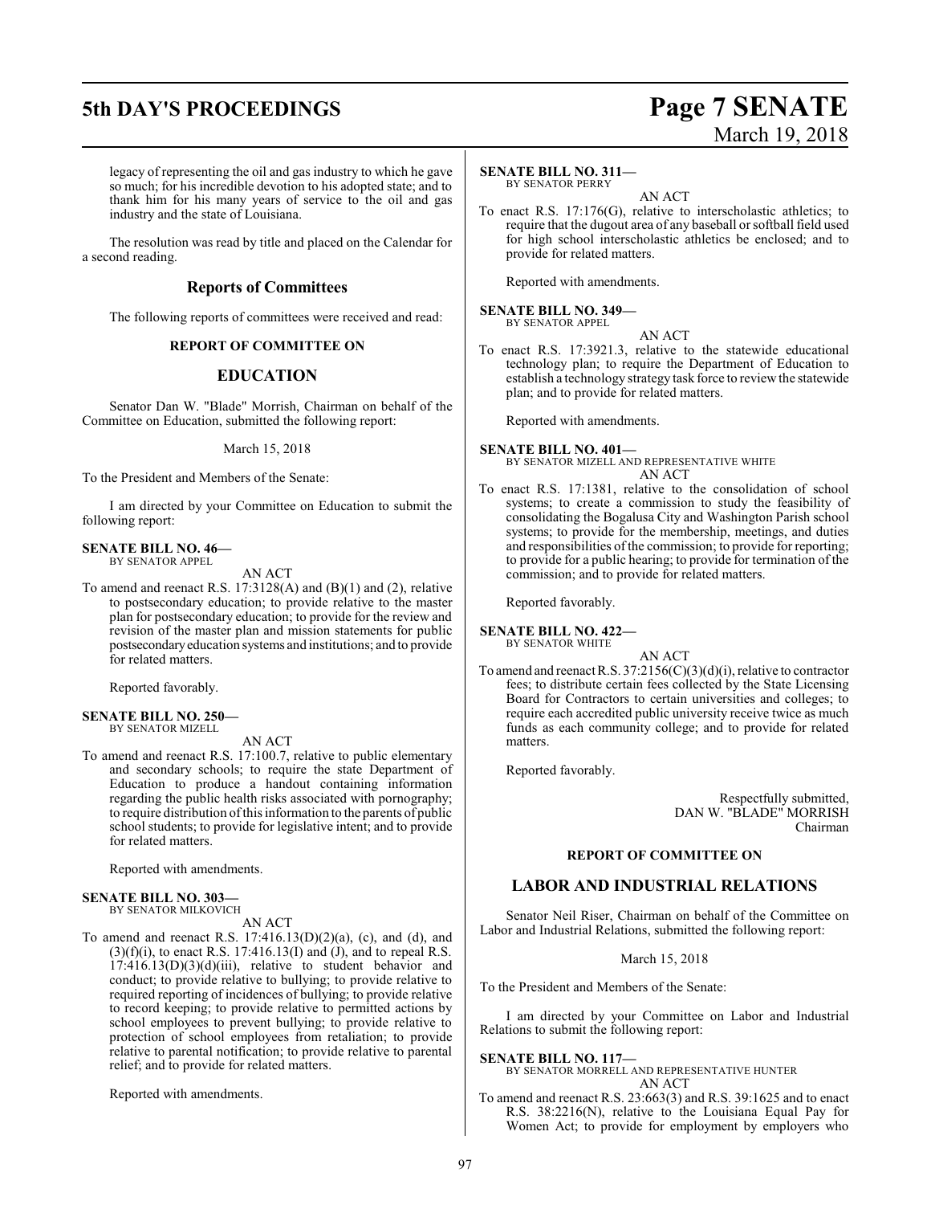legacy of representing the oil and gas industry to which he gave so much; for his incredible devotion to his adopted state; and to thank him for his many years of service to the oil and gas industry and the state of Louisiana.

The resolution was read by title and placed on the Calendar for a second reading.

## Reports of Committees

The following reports of committees were received and read:

**REPORT OF COMMITTEE ON**

## EDUCATION

Senator Dan W. "Blade" Morrish, Chairman on behalf of the Committee on Education, submitted the following report:

March 15, 2018

To the President and Members of the Senate:

I am directed by your Committee on Education to submit the following report:

**SENATE BILL NO. 46—**
BY SENATOR APPEL

AN ACT

To amend and reenact R.S. 17:3128(A) and (B)(1) and (2), relative to postsecondary education; to provide relative to the master plan for postsecondary education; to provide for the review and revision of the master plan and mission statements for public postsecondary education systems and institutions; and to provide for related matters.

Reported favorably.

**SENATE BILL NO. 250—**
BY SENATOR MIZELL

AN ACT

To amend and reenact R.S. 17:100.7, relative to public elementary and secondary schools; to require the state Department of Education to produce a handout containing information regarding the public health risks associated with pornography; to require distribution of this information to the parents of public school students; to provide for legislative intent; and to provide for related matters.

Reported with amendments.

**SENATE BILL NO. 303—**
BY SENATOR MILKOVICH

AN ACT

To amend and reenact R.S. 17:416.13(D)(2)(a), (c), and (d), and (3)(f)(i), to enact R.S. 17:416.13(I) and (J), and to repeal R.S. 17:416.13(D)(3)(d)(iii), relative to student behavior and conduct; to provide relative to bullying; to provide relative to required reporting of incidences of bullying; to provide relative to record keeping; to provide relative to permitted actions by school employees to prevent bullying; to provide relative to protection of school employees from retaliation; to provide relative to parental notification; to provide relative to parental relief; and to provide for related matters.

Reported with amendments.

**SENATE BILL NO. 311—**
BY SENATOR PERRY

AN ACT

To enact R.S. 17:176(G), relative to interscholastic athletics; to require that the dugout area of any baseball or softball field used for high school interscholastic athletics be enclosed; and to provide for related matters.

Reported with amendments.

**SENATE BILL NO. 349—**
BY SENATOR APPEL

AN ACT

To enact R.S. 17:3921.3, relative to the statewide educational technology plan; to require the Department of Education to establish a technology strategy task force to review the statewide plan; and to provide for related matters.

Reported with amendments.

**SENATE BILL NO. 401—**
BY SENATOR MIZELL AND REPRESENTATIVE WHITE

AN ACT

To enact R.S. 17:1381, relative to the consolidation of school systems; to create a commission to study the feasibility of consolidating the Bogalusa City and Washington Parish school systems; to provide for the membership, meetings, and duties and responsibilities of the commission; to provide for reporting; to provide for a public hearing; to provide for termination of the commission; and to provide for related matters.

Reported favorably.

**SENATE BILL NO. 422—**
BY SENATOR WHITE

AN ACT

To amend and reenact R.S. 37:2156(C)(3)(d)(i), relative to contractor fees; to distribute certain fees collected by the State Licensing Board for Contractors to certain universities and colleges; to require each accredited public university receive twice as much funds as each community college; and to provide for related matters.

Reported favorably.

Respectfully submitted,
DAN W. "BLADE" MORRISH
Chairman

**REPORT OF COMMITTEE ON**

## LABOR AND INDUSTRIAL RELATIONS

Senator Neil Riser, Chairman on behalf of the Committee on Labor and Industrial Relations, submitted the following report:

March 15, 2018

To the President and Members of the Senate:

I am directed by your Committee on Labor and Industrial Relations to submit the following report:

**SENATE BILL NO. 117—**
BY SENATOR MORRELL AND REPRESENTATIVE HUNTER

AN ACT

To amend and reenact R.S. 23:663(3) and R.S. 39:1625 and to enact R.S. 38:2216(N), relative to the Louisiana Equal Pay for Women Act; to provide for employment by employers who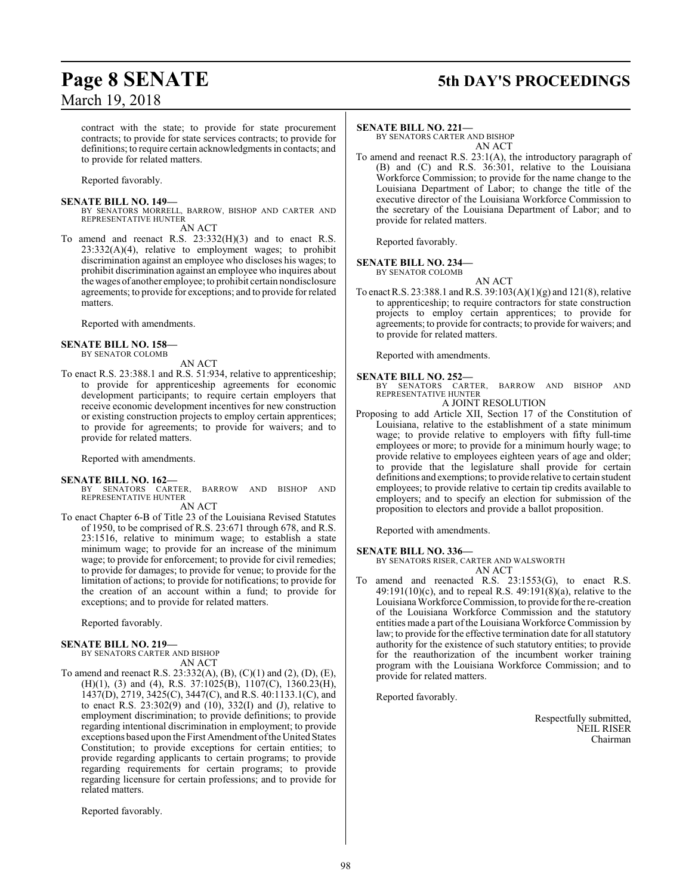contract with the state; to provide for state procurement contracts; to provide for state services contracts; to provide for definitions; to require certain acknowledgments in contacts; and to provide for related matters.

Reported favorably.

**SENATE BILL NO. 149—**
BY SENATORS MORRELL, BARROW, BISHOP AND CARTER AND REPRESENTATIVE HUNTER
AN ACT

To amend and reenact R.S. 23:332(H)(3) and to enact R.S. 23:332(A)(4), relative to employment wages; to prohibit discrimination against an employee who discloses his wages; to prohibit discrimination against an employee who inquires about the wages of another employee; to prohibit certain nondisclosure agreements; to provide for exceptions; and to provide for related matters.

Reported with amendments.

**SENATE BILL NO. 158—**
BY SENATOR COLOMB
AN ACT

To enact R.S. 23:388.1 and R.S. 51:934, relative to apprenticeship; to provide for apprenticeship agreements for economic development participants; to require certain employers that receive economic development incentives for new construction or existing construction projects to employ certain apprentices; to provide for agreements; to provide for waivers; and to provide for related matters.

Reported with amendments.

**SENATE BILL NO. 162—**
BY SENATORS CARTER, BARROW AND BISHOP AND REPRESENTATIVE HUNTER
AN ACT

To enact Chapter 6-B of Title 23 of the Louisiana Revised Statutes of 1950, to be comprised of R.S. 23:671 through 678, and R.S. 23:1516, relative to minimum wage; to establish a state minimum wage; to provide for an increase of the minimum wage; to provide for enforcement; to provide for civil remedies; to provide for damages; to provide for venue; to provide for the limitation of actions; to provide for notifications; to provide for the creation of an account within a fund; to provide for exceptions; and to provide for related matters.

Reported favorably.

**SENATE BILL NO. 219—**
BY SENATORS CARTER AND BISHOP
AN ACT

To amend and reenact R.S. 23:332(A), (B), (C)(1) and (2), (D), (E), (H)(1), (3) and (4), R.S. 37:1025(B), 1107(C), 1360.23(H), 1437(D), 2719, 3425(C), 3447(C), and R.S. 40:1133.1(C), and to enact R.S. 23:302(9) and (10), 332(I) and (J), relative to employment discrimination; to provide definitions; to provide regarding intentional discrimination in employment; to provide exceptions based upon the First Amendment of the United States Constitution; to provide exceptions for certain entities; to provide regarding applicants to certain programs; to provide regarding requirements for certain programs; to provide regarding licensure for certain professions; and to provide for related matters.

Reported favorably.

**SENATE BILL NO. 221—**
BY SENATORS CARTER AND BISHOP
AN ACT

To amend and reenact R.S. 23:1(A), the introductory paragraph of (B) and (C) and R.S. 36:301, relative to the Louisiana Workforce Commission; to provide for the name change to the Louisiana Department of Labor; to change the title of the executive director of the Louisiana Workforce Commission to the secretary of the Louisiana Department of Labor; and to provide for related matters.

Reported favorably.

**SENATE BILL NO. 234—**
BY SENATOR COLOMB
AN ACT

To enact R.S. 23:388.1 and R.S. 39:103(A)(1)(g) and 121(8), relative to apprenticeship; to require contractors for state construction projects to employ certain apprentices; to provide for agreements; to provide for contracts; to provide for waivers; and to provide for related matters.

Reported with amendments.

**SENATE BILL NO. 252—**
BY SENATORS CARTER, BARROW AND BISHOP AND REPRESENTATIVE HUNTER
A JOINT RESOLUTION

Proposing to add Article XII, Section 17 of the Constitution of Louisiana, relative to the establishment of a state minimum wage; to provide relative to employers with fifty full-time employees or more; to provide for a minimum hourly wage; to provide relative to employees eighteen years of age and older; to provide that the legislature shall provide for certain definitions and exemptions; to provide relative to certain student employees; to provide relative to certain tip credits available to employers; and to specify an election for submission of the proposition to electors and provide a ballot proposition.

Reported with amendments.

**SENATE BILL NO. 336—**
BY SENATORS RISER, CARTER AND WALSWORTH
AN ACT

To amend and reenacted R.S. 23:1553(G), to enact R.S. 49:191(10)(c), and to repeal R.S. 49:191(8)(a), relative to the Louisiana Workforce Commission, to provide for the re-creation of the Louisiana Workforce Commission and the statutory entities made a part of the Louisiana Workforce Commission by law; to provide for the effective termination date for all statutory authority for the existence of such statutory entities; to provide for the reauthorization of the incumbent worker training program with the Louisiana Workforce Commission; and to provide for related matters.

Reported favorably.

Respectfully submitted,
NEIL RISER
Chairman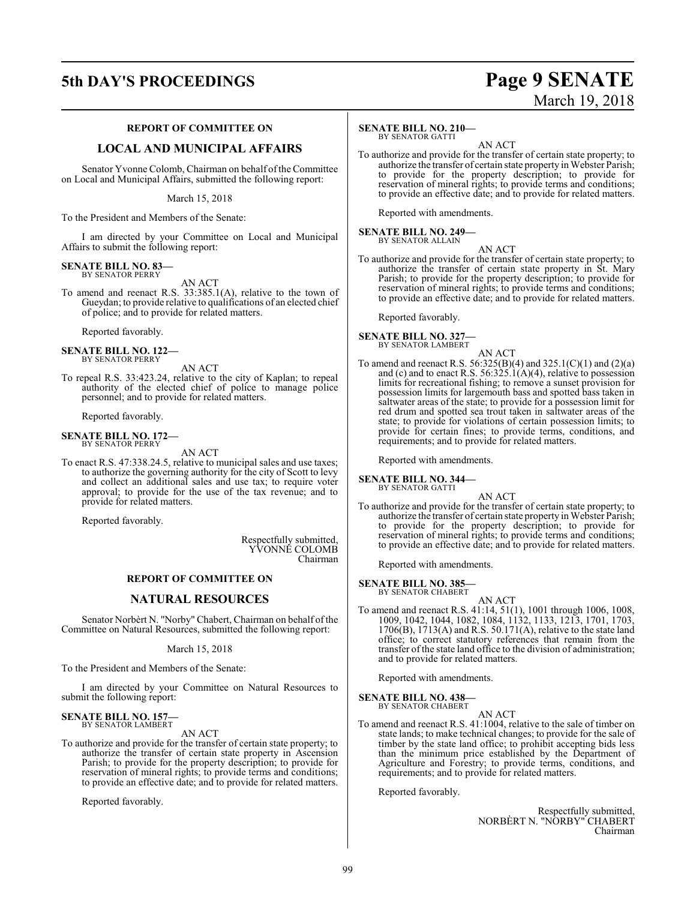## REPORT OF COMMITTEE ON

## LOCAL AND MUNICIPAL AFFAIRS

Senator Yvonne Colomb, Chairman on behalf of the Committee on Local and Municipal Affairs, submitted the following report:

March 15, 2018

To the President and Members of the Senate:

I am directed by your Committee on Local and Municipal Affairs to submit the following report:

**SENATE BILL NO. 83—**
BY SENATOR PERRY

AN ACT

To amend and reenact R.S. 33:385.1(A), relative to the town of Gueydan; to provide relative to qualifications of an elected chief of police; and to provide for related matters.

Reported favorably.

**SENATE BILL NO. 122—**
BY SENATOR PERRY

AN ACT

To repeal R.S. 33:423.24, relative to the city of Kaplan; to repeal authority of the elected chief of police to manage police personnel; and to provide for related matters.

Reported favorably.

**SENATE BILL NO. 172—**
BY SENATOR PERRY

AN ACT

To enact R.S. 47:338.24.5, relative to municipal sales and use taxes; to authorize the governing authority for the city of Scott to levy and collect an additional sales and use tax; to require voter approval; to provide for the use of the tax revenue; and to provide for related matters.

Reported favorably.

Respectfully submitted,
YVONNE COLOMB
Chairman

## REPORT OF COMMITTEE ON

## NATURAL RESOURCES

Senator Norbèrt N. "Norby" Chabert, Chairman on behalf of the Committee on Natural Resources, submitted the following report:

March 15, 2018

To the President and Members of the Senate:

I am directed by your Committee on Natural Resources to submit the following report:

**SENATE BILL NO. 157—**
BY SENATOR LAMBERT

AN ACT

To authorize and provide for the transfer of certain state property; to authorize the transfer of certain state property in Ascension Parish; to provide for the property description; to provide for reservation of mineral rights; to provide terms and conditions; to provide an effective date; and to provide for related matters.

Reported favorably.

**SENATE BILL NO. 210—**
BY SENATOR GATTI

AN ACT

To authorize and provide for the transfer of certain state property; to authorize the transfer of certain state property in Webster Parish; to provide for the property description; to provide for reservation of mineral rights; to provide terms and conditions; to provide an effective date; and to provide for related matters.

Reported with amendments.

**SENATE BILL NO. 249—**
BY SENATOR ALLAIN

AN ACT

To authorize and provide for the transfer of certain state property; to authorize the transfer of certain state property in St. Mary Parish; to provide for the property description; to provide for reservation of mineral rights; to provide terms and conditions; to provide an effective date; and to provide for related matters.

Reported favorably.

**SENATE BILL NO. 327—**
BY SENATOR LAMBERT

AN ACT

To amend and reenact R.S. 56:325(B)(4) and 325.1(C)(1) and (2)(a) and (c) and to enact R.S. 56:325.1(A)(4), relative to possession limits for recreational fishing; to remove a sunset provision for possession limits for largemouth bass and spotted bass taken in saltwater areas of the state; to provide for a possession limit for red drum and spotted sea trout taken in saltwater areas of the state; to provide for violations of certain possession limits; to provide for certain fines; to provide terms, conditions, and requirements; and to provide for related matters.

Reported with amendments.

**SENATE BILL NO. 344—**
BY SENATOR GATTI

AN ACT

To authorize and provide for the transfer of certain state property; to authorize the transfer of certain state property in Webster Parish; to provide for the property description; to provide for reservation of mineral rights; to provide terms and conditions; to provide an effective date; and to provide for related matters.

Reported with amendments.

**SENATE BILL NO. 385—**
BY SENATOR CHABERT

AN ACT

To amend and reenact R.S. 41:14, 51(1), 1001 through 1006, 1008, 1009, 1042, 1044, 1082, 1084, 1132, 1133, 1213, 1701, 1703, 1706(B), 1713(A) and R.S. 50.171(A), relative to the state land office; to correct statutory references that remain from the transfer of the state land office to the division of administration; and to provide for related matters.

Reported with amendments.

**SENATE BILL NO. 438—**
BY SENATOR CHABERT

AN ACT

To amend and reenact R.S. 41:1004, relative to the sale of timber on state lands; to make technical changes; to provide for the sale of timber by the state land office; to prohibit accepting bids less than the minimum price established by the Department of Agriculture and Forestry; to provide terms, conditions, and requirements; and to provide for related matters.

Reported favorably.

Respectfully submitted,
NORBÈRT N. "NORBY" CHABERT
Chairman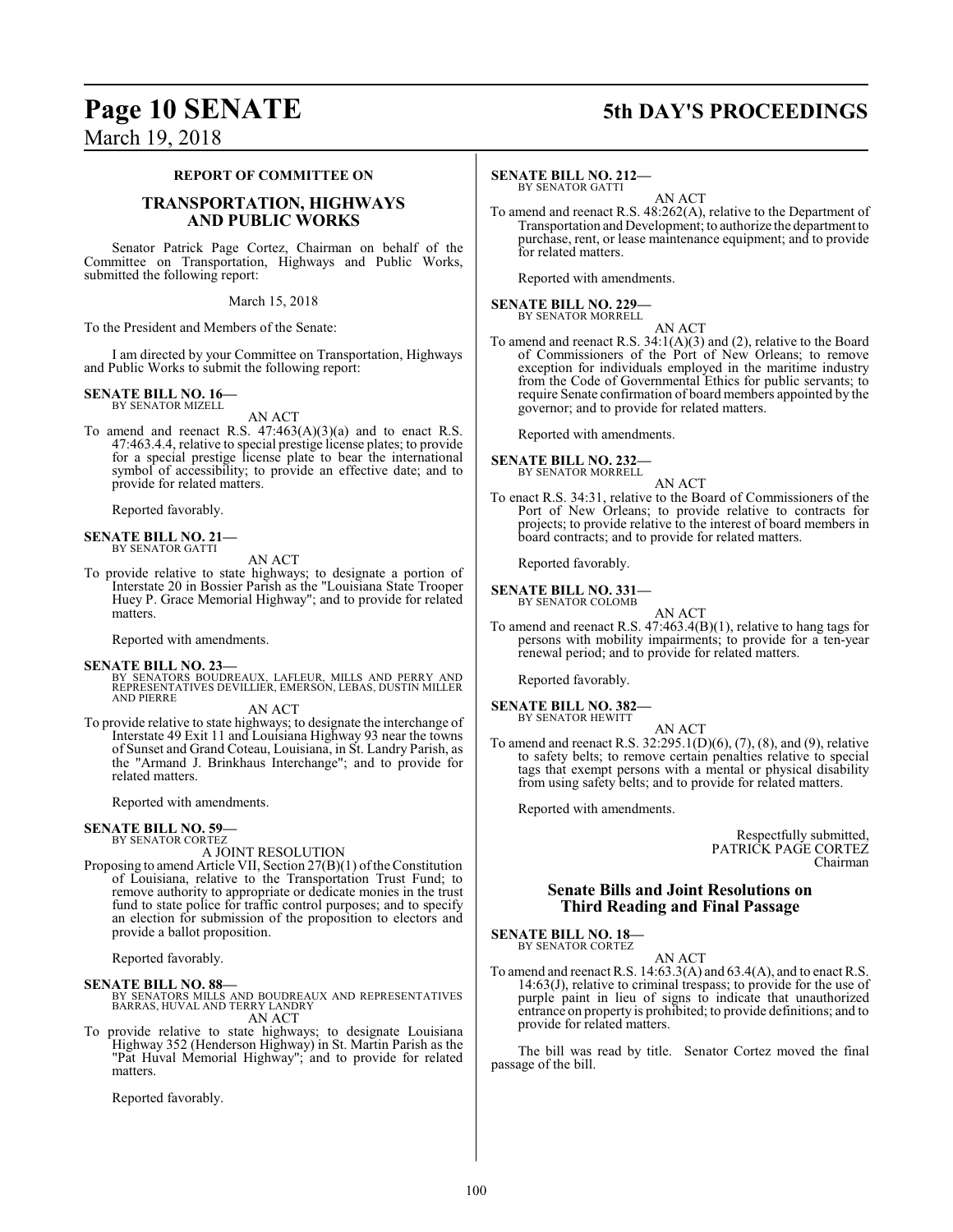**REPORT OF COMMITTEE ON**

## TRANSPORTATION, HIGHWAYS AND PUBLIC WORKS

Senator Patrick Page Cortez, Chairman on behalf of the Committee on Transportation, Highways and Public Works, submitted the following report:

March 15, 2018

To the President and Members of the Senate:

I am directed by your Committee on Transportation, Highways and Public Works to submit the following report:

**SENATE BILL NO. 16—**
BY SENATOR MIZELL

AN ACT

To amend and reenact R.S. 47:463(A)(3)(a) and to enact R.S. 47:463.4.4, relative to special prestige license plates; to provide for a special prestige license plate to bear the international symbol of accessibility; to provide an effective date; and to provide for related matters.

Reported favorably.

**SENATE BILL NO. 21—**
BY SENATOR GATTI

AN ACT

To provide relative to state highways; to designate a portion of Interstate 20 in Bossier Parish as the "Louisiana State Trooper Huey P. Grace Memorial Highway"; and to provide for related matters.

Reported with amendments.

**SENATE BILL NO. 23—**
BY SENATORS BOUDREAUX, LAFLEUR, MILLS AND PERRY AND REPRESENTATIVES DEVILLIER, EMERSON, LEBAS, DUSTIN MILLER AND PIERRE

AN ACT

To provide relative to state highways; to designate the interchange of Interstate 49 Exit 11 and Louisiana Highway 93 near the towns of Sunset and Grand Coteau, Louisiana, in St. Landry Parish, as the "Armand J. Brinkhaus Interchange"; and to provide for related matters.

Reported with amendments.

**SENATE BILL NO. 59—**
BY SENATOR CORTEZ

A JOINT RESOLUTION

Proposing to amend Article VII, Section 27(B)(1) of the Constitution of Louisiana, relative to the Transportation Trust Fund; to remove authority to appropriate or dedicate monies in the trust fund to state police for traffic control purposes; and to specify an election for submission of the proposition to electors and provide a ballot proposition.

Reported favorably.

**SENATE BILL NO. 88—**
BY SENATORS MILLS AND BOUDREAUX AND REPRESENTATIVES BARRAS, HUVAL AND TERRY LANDRY

AN ACT

To provide relative to state highways; to designate Louisiana Highway 352 (Henderson Highway) in St. Martin Parish as the "Pat Huval Memorial Highway"; and to provide for related matters.

Reported favorably.

**SENATE BILL NO. 212—**
BY SENATOR GATTI

AN ACT

To amend and reenact R.S. 48:262(A), relative to the Department of Transportation and Development; to authorize the department to purchase, rent, or lease maintenance equipment; and to provide for related matters.

Reported with amendments.

**SENATE BILL NO. 229—**
BY SENATOR MORRELL

AN ACT

To amend and reenact R.S. 34:1(A)(3) and (2), relative to the Board of Commissioners of the Port of New Orleans; to remove exception for individuals employed in the maritime industry from the Code of Governmental Ethics for public servants; to require Senate confirmation of board members appointed by the governor; and to provide for related matters.

Reported with amendments.

**SENATE BILL NO. 232—**
BY SENATOR MORRELL

AN ACT

To enact R.S. 34:31, relative to the Board of Commissioners of the Port of New Orleans; to provide relative to contracts for projects; to provide relative to the interest of board members in board contracts; and to provide for related matters.

Reported favorably.

**SENATE BILL NO. 331—**
BY SENATOR COLOMB

AN ACT

To amend and reenact R.S. 47:463.4(B)(1), relative to hang tags for persons with mobility impairments; to provide for a ten-year renewal period; and to provide for related matters.

Reported favorably.

**SENATE BILL NO. 382—**
BY SENATOR HEWITT

AN ACT

To amend and reenact R.S. 32:295.1(D)(6), (7), (8), and (9), relative to safety belts; to remove certain penalties relative to special tags that exempt persons with a mental or physical disability from using safety belts; and to provide for related matters.

Reported with amendments.

Respectfully submitted,
PATRICK PAGE CORTEZ
Chairman

## Senate Bills and Joint Resolutions on Third Reading and Final Passage

**SENATE BILL NO. 18—**
BY SENATOR CORTEZ

AN ACT

To amend and reenact R.S. 14:63.3(A) and 63.4(A), and to enact R.S. 14:63(J), relative to criminal trespass; to provide for the use of purple paint in lieu of signs to indicate that unauthorized entrance on property is prohibited; to provide definitions; and to provide for related matters.

The bill was read by title. Senator Cortez moved the final passage of the bill.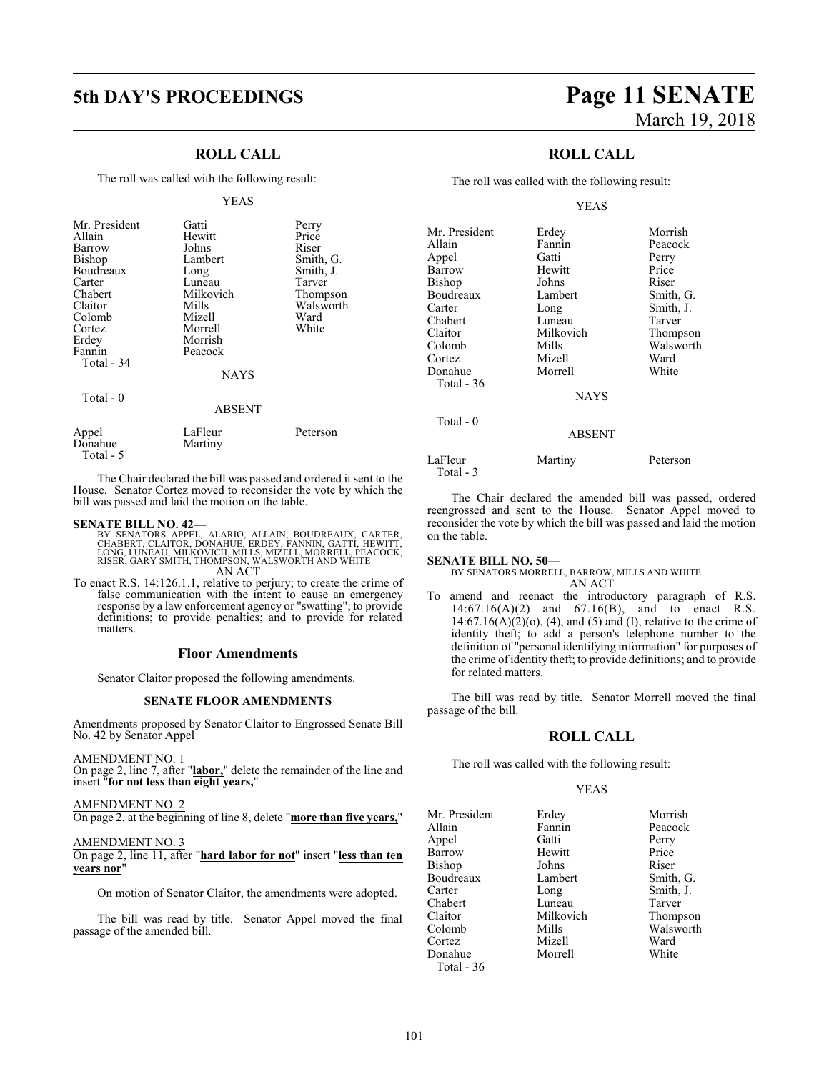## ROLL CALL

The roll was called with the following result:

YEAS

| | | |
|---|---|---|
| Mr. President | Gatti | Perry |
| Allain | Hewitt | Price |
| Barrow | Johns | Riser |
| Bishop | Lambert | Smith, G. |
| Boudreaux | Long | Smith, J. |
| Carter | Luneau | Tarver |
| Chabert | Milkovich | Thompson |
| Claitor | Mills | Walsworth |
| Colomb | Mizell | Ward |
| Cortez | Morrell | White |
| Erdey | Morrish | |
| Fannin | Peacock | |
| Total - 34 | | |

NAYS

Total - 0

ABSENT

| | | |
|---|---|---|
| Appel | LaFleur | Peterson |
| Donahue | Martiny | |
| Total - 5 | | |

The Chair declared the bill was passed and ordered it sent to the House. Senator Cortez moved to reconsider the vote by which the bill was passed and laid the motion on the table.

**SENATE BILL NO. 42—**
BY SENATORS APPEL, ALARIO, ALLAIN, BOUDREAUX, CARTER, CHABERT, CLAITOR, DONAHUE, ERDEY, FANNIN, GATTI, HEWITT, LONG, LUNEAU, MILKOVICH, MILLS, MIZELL, MORRELL, PEACOCK, RISER, GARY SMITH, THOMPSON, WALSWORTH AND WHITE
AN ACT

To enact R.S. 14:126.1.1, relative to perjury; to create the crime of false communication with the intent to cause an emergency response by a law enforcement agency or "swatting"; to provide definitions; to provide penalties; and to provide for related matters.

### Floor Amendments

Senator Claitor proposed the following amendments.

#### SENATE FLOOR AMENDMENTS

Amendments proposed by Senator Claitor to Engrossed Senate Bill No. 42 by Senator Appel

AMENDMENT NO. 1
On page 2, line 7, after "**labor,**" delete the remainder of the line and insert "**for not less than eight years,**"

AMENDMENT NO. 2
On page 2, at the beginning of line 8, delete "**more than five years,**"

AMENDMENT NO. 3
On page 2, line 11, after "**hard labor for not**" insert "**less than ten years nor**"

On motion of Senator Claitor, the amendments were adopted.

The bill was read by title. Senator Appel moved the final passage of the amended bill.

## ROLL CALL

The roll was called with the following result:

YEAS

| | | |
|---|---|---|
| Mr. President | Erdey | Morrish |
| Allain | Fannin | Peacock |
| Appel | Gatti | Perry |
| Barrow | Hewitt | Price |
| Bishop | Johns | Riser |
| Boudreaux | Lambert | Smith, G. |
| Carter | Long | Smith, J. |
| Chabert | Luneau | Tarver |
| Claitor | Milkovich | Thompson |
| Colomb | Mills | Walsworth |
| Cortez | Mizell | Ward |
| Donahue | Morrell | White |
| Total - 36 | | |

NAYS

Total - 0

ABSENT

| | | |
|---|---|---|
| LaFleur | Martiny | Peterson |
| Total - 3 | | |

The Chair declared the amended bill was passed, ordered reengrossed and sent to the House. Senator Appel moved to reconsider the vote by which the bill was passed and laid the motion on the table.

**SENATE BILL NO. 50—**
BY SENATORS MORRELL, BARROW, MILLS AND WHITE
AN ACT

To amend and reenact the introductory paragraph of R.S. 14:67.16(A)(2) and 67.16(B), and to enact R.S. 14:67.16(A)(2)(o), (4), and (5) and (I), relative to the crime of identity theft; to add a person's telephone number to the definition of "personal identifying information" for purposes of the crime of identity theft; to provide definitions; and to provide for related matters.

The bill was read by title. Senator Morrell moved the final passage of the bill.

## ROLL CALL

The roll was called with the following result:

YEAS

| | | |
|---|---|---|
| Mr. President | Erdey | Morrish |
| Allain | Fannin | Peacock |
| Appel | Gatti | Perry |
| Barrow | Hewitt | Price |
| Bishop | Johns | Riser |
| Boudreaux | Lambert | Smith, G. |
| Carter | Long | Smith, J. |
| Chabert | Luneau | Tarver |
| Claitor | Milkovich | Thompson |
| Colomb | Mills | Walsworth |
| Cortez | Mizell | Ward |
| Donahue | Morrell | White |
| Total - 36 | | |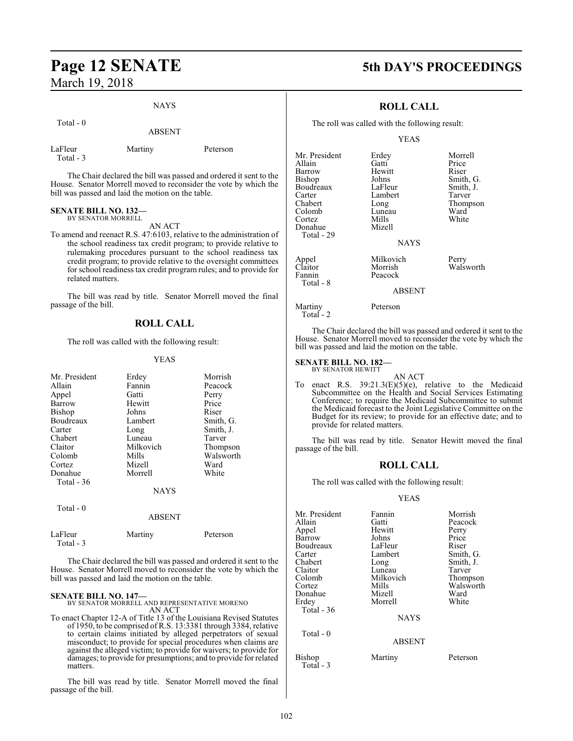NAYS

Total - 0

ABSENT

| | | |
|---|---|---|
| LaFleur | Martiny | Peterson |
| Total - 3 | | |

The Chair declared the bill was passed and ordered it sent to the House. Senator Morrell moved to reconsider the vote by which the bill was passed and laid the motion on the table.

**SENATE BILL NO. 132—**
BY SENATOR MORRELL

AN ACT

To amend and reenact R.S. 47:6103, relative to the administration of the school readiness tax credit program; to provide relative to rulemaking procedures pursuant to the school readiness tax credit program; to provide relative to the oversight committees for school readiness tax credit program rules; and to provide for related matters.

The bill was read by title. Senator Morrell moved the final passage of the bill.

## ROLL CALL

The roll was called with the following result:

YEAS

| | | |
|---|---|---|
| Mr. President | Erdey | Morrish |
| Allain | Fannin | Peacock |
| Appel | Gatti | Perry |
| Barrow | Hewitt | Price |
| Bishop | Johns | Riser |
| Boudreaux | Lambert | Smith, G. |
| Carter | Long | Smith, J. |
| Chabert | Luneau | Tarver |
| Claitor | Milkovich | Thompson |
| Colomb | Mills | Walsworth |
| Cortez | Mizell | Ward |
| Donahue | Morrell | White |
| Total - 36 | | |

NAYS

Total - 0

ABSENT

| | | |
|---|---|---|
| LaFleur | Martiny | Peterson |
| Total - 3 | | |

The Chair declared the bill was passed and ordered it sent to the House. Senator Morrell moved to reconsider the vote by which the bill was passed and laid the motion on the table.

**SENATE BILL NO. 147—**
BY SENATOR MORRELL AND REPRESENTATIVE MORENO

AN ACT

To enact Chapter 12-A of Title 13 of the Louisiana Revised Statutes of 1950, to be comprised of R.S. 13:3381 through 3384, relative to certain claims initiated by alleged perpetrators of sexual misconduct; to provide for special procedures when claims are against the alleged victim; to provide for waivers; to provide for damages; to provide for presumptions; and to provide for related matters.

The bill was read by title. Senator Morrell moved the final passage of the bill.

## ROLL CALL

The roll was called with the following result:

YEAS

| | | |
|---|---|---|
| Mr. President | Erdey | Morrell |
| Allain | Gatti | Price |
| Barrow | Hewitt | Riser |
| Bishop | Johns | Smith, G. |
| Boudreaux | LaFleur | Smith, J. |
| Carter | Lambert | Tarver |
| Chabert | Long | Thompson |
| Colomb | Luneau | Ward |
| Cortez | Mills | White |
| Donahue | Mizell | |
| Total - 29 | | |

NAYS

| | | |
|---|---|---|
| Appel | Milkovich | Perry |
| Claitor | Morrish | Walsworth |
| Fannin | Peacock | |
| Total - 8 | | |

ABSENT

| | |
|---|---|
| Martiny | Peterson |
| Total - 2 | |

The Chair declared the bill was passed and ordered it sent to the House. Senator Morrell moved to reconsider the vote by which the bill was passed and laid the motion on the table.

**SENATE BILL NO. 182—**
BY SENATOR HEWITT

AN ACT

To enact R.S. 39:21.3(E)(5)(e), relative to the Medicaid Subcommittee on the Health and Social Services Estimating Conference; to require the Medicaid Subcommittee to submit the Medicaid forecast to the Joint Legislative Committee on the Budget for its review; to provide for an effective date; and to provide for related matters.

The bill was read by title. Senator Hewitt moved the final passage of the bill.

## ROLL CALL

The roll was called with the following result:

YEAS

| | | |
|---|---|---|
| Mr. President | Fannin | Morrish |
| Allain | Gatti | Peacock |
| Appel | Hewitt | Perry |
| Barrow | Johns | Price |
| Boudreaux | LaFleur | Riser |
| Carter | Lambert | Smith, G. |
| Chabert | Long | Smith, J. |
| Claitor | Luneau | Tarver |
| Colomb | Milkovich | Thompson |
| Cortez | Mills | Walsworth |
| Donahue | Mizell | Ward |
| Erdey | Morrell | White |
| Total - 36 | | |

NAYS

Total - 0

ABSENT

| | | |
|---|---|---|
| Bishop | Martiny | Peterson |
| Total - 3 | | |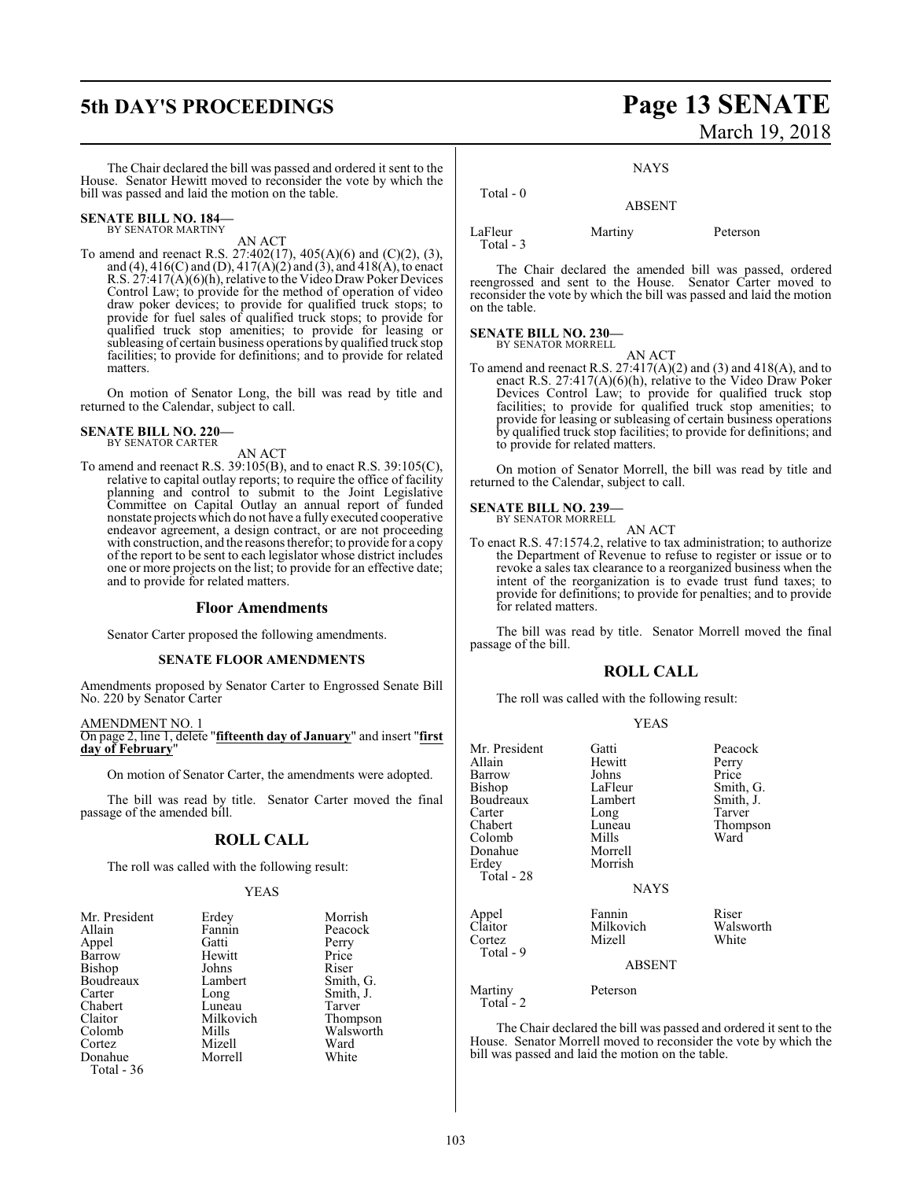The Chair declared the bill was passed and ordered it sent to the House. Senator Hewitt moved to reconsider the vote by which the bill was passed and laid the motion on the table.

**SENATE BILL NO. 184—**
BY SENATOR MARTINY

AN ACT

To amend and reenact R.S. 27:402(17), 405(A)(6) and (C)(2), (3), and (4), 416(C) and (D), 417(A)(2) and (3), and 418(A), to enact R.S. 27:417(A)(6)(h), relative to the Video Draw Poker Devices Control Law; to provide for the method of operation of video draw poker devices; to provide for qualified truck stops; to provide for fuel sales of qualified truck stops; to provide for qualified truck stop amenities; to provide for leasing or subleasing of certain business operations by qualified truck stop facilities; to provide for definitions; and to provide for related matters.

On motion of Senator Long, the bill was read by title and returned to the Calendar, subject to call.

**SENATE BILL NO. 220—**
BY SENATOR CARTER

AN ACT

To amend and reenact R.S. 39:105(B), and to enact R.S. 39:105(C), relative to capital outlay reports; to require the office of facility planning and control to submit to the Joint Legislative Committee on Capital Outlay an annual report of funded nonstate projects which do not have a fully executed cooperative endeavor agreement, a design contract, or are not proceeding with construction, and the reasons therefor; to provide for a copy of the report to be sent to each legislator whose district includes one or more projects on the list; to provide for an effective date; and to provide for related matters.

## Floor Amendments

Senator Carter proposed the following amendments.

### SENATE FLOOR AMENDMENTS

Amendments proposed by Senator Carter to Engrossed Senate Bill No. 220 by Senator Carter

AMENDMENT NO. 1
On page 2, line 1, delete "**fifteenth day of January**" and insert "**first day of February**"

On motion of Senator Carter, the amendments were adopted.

The bill was read by title. Senator Carter moved the final passage of the amended bill.

## ROLL CALL

The roll was called with the following result:

YEAS

| | | |
|---|---|---|
| Mr. President | Erdey | Morrish |
| Allain | Fannin | Peacock |
| Appel | Gatti | Perry |
| Barrow | Hewitt | Price |
| Bishop | Johns | Riser |
| Boudreaux | Lambert | Smith, G. |
| Carter | Long | Smith, J. |
| Chabert | Luneau | Tarver |
| Claitor | Milkovich | Thompson |
| Colomb | Mills | Walsworth |
| Cortez | Mizell | Ward |
| Donahue | Morrell | White |

Total - 36

NAYS

Total - 0

ABSENT

| | | |
|---|---|---|
| LaFleur | Martiny | Peterson |

Total - 3

The Chair declared the amended bill was passed, ordered reengrossed and sent to the House. Senator Carter moved to reconsider the vote by which the bill was passed and laid the motion on the table.

**SENATE BILL NO. 230—**
BY SENATOR MORRELL

AN ACT

To amend and reenact R.S. 27:417(A)(2) and (3) and 418(A), and to enact R.S. 27:417(A)(6)(h), relative to the Video Draw Poker Devices Control Law; to provide for qualified truck stop facilities; to provide for qualified truck stop amenities; to provide for leasing or subleasing of certain business operations by qualified truck stop facilities; to provide for definitions; and to provide for related matters.

On motion of Senator Morrell, the bill was read by title and returned to the Calendar, subject to call.

**SENATE BILL NO. 239—**
BY SENATOR MORRELL

AN ACT

To enact R.S. 47:1574.2, relative to tax administration; to authorize the Department of Revenue to refuse to register or issue or to revoke a sales tax clearance to a reorganized business when the intent of the reorganization is to evade trust fund taxes; to provide for definitions; to provide for penalties; and to provide for related matters.

The bill was read by title. Senator Morrell moved the final passage of the bill.

## ROLL CALL

The roll was called with the following result:

YEAS

| | | |
|---|---|---|
| Mr. President | Gatti | Peacock |
| Allain | Hewitt | Perry |
| Barrow | Johns | Price |
| Bishop | LaFleur | Smith, G. |
| Boudreaux | Lambert | Smith, J. |
| Carter | Long | Tarver |
| Chabert | Luneau | Thompson |
| Colomb | Mills | Ward |
| Donahue | Morrell | |
| Erdey | Morrish | |

Total - 28

NAYS

| | | |
|---|---|---|
| Appel | Fannin | Riser |
| Claitor | Milkovich | Walsworth |
| Cortez | Mizell | White |

Total - 9

ABSENT

| | |
|---|---|
| Martiny | Peterson |

Total - 2

The Chair declared the bill was passed and ordered it sent to the House. Senator Morrell moved to reconsider the vote by which the bill was passed and laid the motion on the table.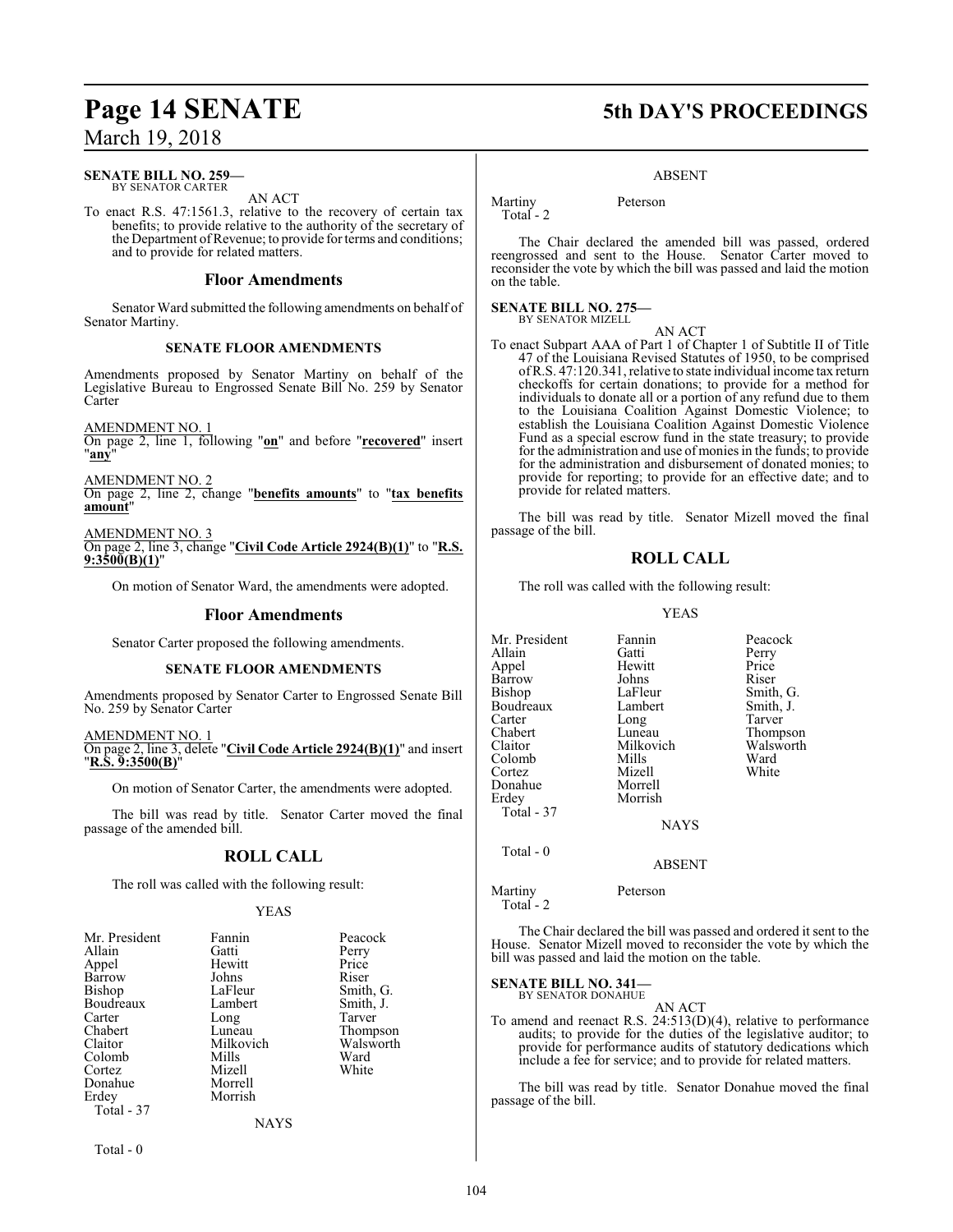**SENATE BILL NO. 259—**
BY SENATOR CARTER

AN ACT

To enact R.S. 47:1561.3, relative to the recovery of certain tax benefits; to provide relative to the authority of the secretary of the Department of Revenue; to provide for terms and conditions; and to provide for related matters.

## Floor Amendments

Senator Ward submitted the following amendments on behalf of Senator Martiny.

### SENATE FLOOR AMENDMENTS

Amendments proposed by Senator Martiny on behalf of the Legislative Bureau to Engrossed Senate Bill No. 259 by Senator Carter

AMENDMENT NO. 1
On page 2, line 1, following "**on**" and before "**recovered**" insert "**any**"

AMENDMENT NO. 2
On page 2, line 2, change "**benefits amounts**" to "**tax benefits amount**"

AMENDMENT NO. 3
On page 2, line 3, change "**Civil Code Article 2924(B)(1)**" to "**R.S. 9:3500(B)(1)**"

On motion of Senator Ward, the amendments were adopted.

## Floor Amendments

Senator Carter proposed the following amendments.

### SENATE FLOOR AMENDMENTS

Amendments proposed by Senator Carter to Engrossed Senate Bill No. 259 by Senator Carter

AMENDMENT NO. 1
On page 2, line 3, delete "**Civil Code Article 2924(B)(1)**" and insert "**R.S. 9:3500(B)**"

On motion of Senator Carter, the amendments were adopted.

The bill was read by title. Senator Carter moved the final passage of the amended bill.

## ROLL CALL

The roll was called with the following result:

YEAS

| | | |
|---|---|---|
| Mr. President | Fannin | Peacock |
| Allain | Gatti | Perry |
| Appel | Hewitt | Price |
| Barrow | Johns | Riser |
| Bishop | LaFleur | Smith, G. |
| Boudreaux | Lambert | Smith, J. |
| Carter | Long | Tarver |
| Chabert | Luneau | Thompson |
| Claitor | Milkovich | Walsworth |
| Colomb | Mills | Ward |
| Cortez | Mizell | White |
| Donahue | Morrell | |
| Erdey | Morrish | |

Total - 37

NAYS

Total - 0

ABSENT

Martiny    Peterson

Total - 2

The Chair declared the amended bill was passed, ordered reengrossed and sent to the House. Senator Carter moved to reconsider the vote by which the bill was passed and laid the motion on the table.

**SENATE BILL NO. 275—**
BY SENATOR MIZELL

AN ACT

To enact Subpart AAA of Part 1 of Chapter 1 of Subtitle II of Title 47 of the Louisiana Revised Statutes of 1950, to be comprised of R.S. 47:120.341, relative to state individual income tax return checkoffs for certain donations; to provide for a method for individuals to donate all or a portion of any refund due to them to the Louisiana Coalition Against Domestic Violence; to establish the Louisiana Coalition Against Domestic Violence Fund as a special escrow fund in the state treasury; to provide for the administration and use of monies in the funds; to provide for the administration and disbursement of donated monies; to provide for reporting; to provide for an effective date; and to provide for related matters.

The bill was read by title. Senator Mizell moved the final passage of the bill.

## ROLL CALL

The roll was called with the following result:

YEAS

| | | |
|---|---|---|
| Mr. President | Fannin | Peacock |
| Allain | Gatti | Perry |
| Appel | Hewitt | Price |
| Barrow | Johns | Riser |
| Bishop | LaFleur | Smith, G. |
| Boudreaux | Lambert | Smith, J. |
| Carter | Long | Tarver |
| Chabert | Luneau | Thompson |
| Claitor | Milkovich | Walsworth |
| Colomb | Mills | Ward |
| Cortez | Mizell | White |
| Donahue | Morrell | |
| Erdey | Morrish | |

Total - 37

NAYS

Total - 0

ABSENT

Martiny    Peterson

Total - 2

The Chair declared the bill was passed and ordered it sent to the House. Senator Mizell moved to reconsider the vote by which the bill was passed and laid the motion on the table.

**SENATE BILL NO. 341—**
BY SENATOR DONAHUE

AN ACT

To amend and reenact R.S. 24:513(D)(4), relative to performance audits; to provide for the duties of the legislative auditor; to provide for performance audits of statutory dedications which include a fee for service; and to provide for related matters.

The bill was read by title. Senator Donahue moved the final passage of the bill.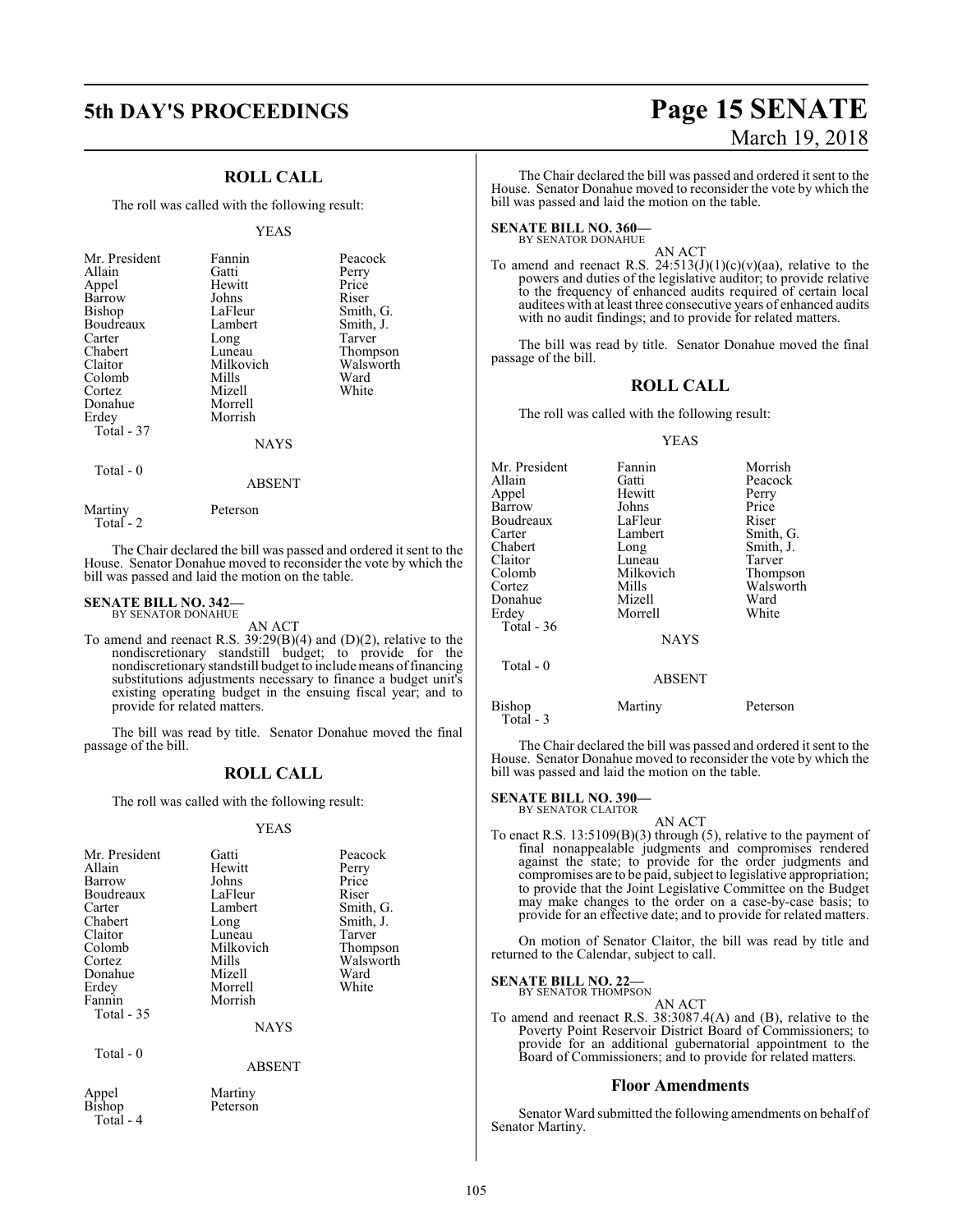## ROLL CALL

The roll was called with the following result:

YEAS

| | | |
|---|---|---|
| Mr. President | Fannin | Peacock |
| Allain | Gatti | Perry |
| Appel | Hewitt | Price |
| Barrow | Johns | Riser |
| Bishop | LaFleur | Smith, G. |
| Boudreaux | Lambert | Smith, J. |
| Carter | Long | Tarver |
| Chabert | Luneau | Thompson |
| Claitor | Milkovich | Walsworth |
| Colomb | Mills | Ward |
| Cortez | Mizell | White |
| Donahue | Morrell | |
| Erdey | Morrish | |
| Total - 37 | | |

NAYS

Total - 0

ABSENT

| | |
|---|---|
| Martiny | Peterson |
| Total - 2 | |

The Chair declared the bill was passed and ordered it sent to the House. Senator Donahue moved to reconsider the vote by which the bill was passed and laid the motion on the table.

**SENATE BILL NO. 342—**
BY SENATOR DONAHUE

AN ACT

To amend and reenact R.S. 39:29(B)(4) and (D)(2), relative to the nondiscretionary standstill budget; to provide for the nondiscretionary standstill budget to include means of financing substitutions adjustments necessary to finance a budget unit's existing operating budget in the ensuing fiscal year; and to provide for related matters.

The bill was read by title. Senator Donahue moved the final passage of the bill.

## ROLL CALL

The roll was called with the following result:

YEAS

| | | |
|---|---|---|
| Mr. President | Gatti | Peacock |
| Allain | Hewitt | Perry |
| Barrow | Johns | Price |
| Boudreaux | LaFleur | Riser |
| Carter | Lambert | Smith, G. |
| Chabert | Long | Smith, J. |
| Claitor | Luneau | Tarver |
| Colomb | Milkovich | Thompson |
| Cortez | Mills | Walsworth |
| Donahue | Mizell | Ward |
| Erdey | Morrell | White |
| Fannin | Morrish | |
| Total - 35 | | |

NAYS

Total - 0

ABSENT

| | |
|---|---|
| Appel | Martiny |
| Bishop | Peterson |
| Total - 4 | |

The Chair declared the bill was passed and ordered it sent to the House. Senator Donahue moved to reconsider the vote by which the bill was passed and laid the motion on the table.

**SENATE BILL NO. 360—**
BY SENATOR DONAHUE

AN ACT

To amend and reenact R.S. 24:513(J)(1)(c)(v)(aa), relative to the powers and duties of the legislative auditor; to provide relative to the frequency of enhanced audits required of certain local auditees with at least three consecutive years of enhanced audits with no audit findings; and to provide for related matters.

The bill was read by title. Senator Donahue moved the final passage of the bill.

## ROLL CALL

The roll was called with the following result:

YEAS

| | | |
|---|---|---|
| Mr. President | Fannin | Morrish |
| Allain | Gatti | Peacock |
| Appel | Hewitt | Perry |
| Barrow | Johns | Price |
| Boudreaux | LaFleur | Riser |
| Carter | Lambert | Smith, G. |
| Chabert | Long | Smith, J. |
| Claitor | Luneau | Tarver |
| Colomb | Milkovich | Thompson |
| Cortez | Mills | Walsworth |
| Donahue | Mizell | Ward |
| Erdey | Morrell | White |
| Total - 36 | | |

NAYS

Total - 0

ABSENT

| | | |
|---|---|---|
| Bishop | Martiny | Peterson |
| Total - 3 | | |

The Chair declared the bill was passed and ordered it sent to the House. Senator Donahue moved to reconsider the vote by which the bill was passed and laid the motion on the table.

**SENATE BILL NO. 390—**
BY SENATOR CLAITOR

AN ACT

To enact R.S. 13:5109(B)(3) through (5), relative to the payment of final nonappealable judgments and compromises rendered against the state; to provide for the order judgments and compromises are to be paid, subject to legislative appropriation; to provide that the Joint Legislative Committee on the Budget may make changes to the order on a case-by-case basis; to provide for an effective date; and to provide for related matters.

On motion of Senator Claitor, the bill was read by title and returned to the Calendar, subject to call.

**SENATE BILL NO. 22—**
BY SENATOR THOMPSON

AN ACT

To amend and reenact R.S. 38:3087.4(A) and (B), relative to the Poverty Point Reservoir District Board of Commissioners; to provide for an additional gubernatorial appointment to the Board of Commissioners; and to provide for related matters.

### Floor Amendments

Senator Ward submitted the following amendments on behalf of Senator Martiny.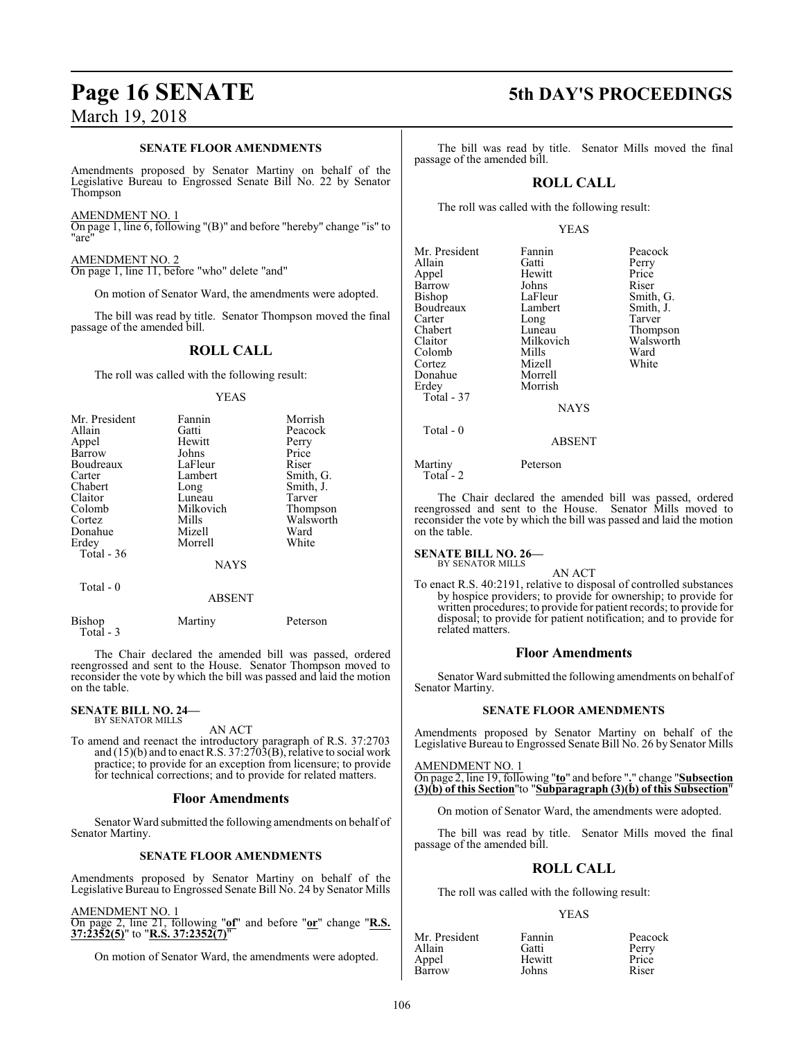### SENATE FLOOR AMENDMENTS

Amendments proposed by Senator Martiny on behalf of the Legislative Bureau to Engrossed Senate Bill No. 22 by Senator Thompson

AMENDMENT NO. 1
On page 1, line 6, following "(B)" and before "hereby" change "is" to "are"

AMENDMENT NO. 2
On page 1, line 11, before "who" delete "and"

On motion of Senator Ward, the amendments were adopted.

The bill was read by title. Senator Thompson moved the final passage of the amended bill.

## ROLL CALL

The roll was called with the following result:

YEAS

| | | |
|---|---|---|
| Mr. President | Fannin | Morrish |
| Allain | Gatti | Peacock |
| Appel | Hewitt | Perry |
| Barrow | Johns | Price |
| Boudreaux | LaFleur | Riser |
| Carter | Lambert | Smith, G. |
| Chabert | Long | Smith, J. |
| Claitor | Luneau | Tarver |
| Colomb | Milkovich | Thompson |
| Cortez | Mills | Walsworth |
| Donahue | Mizell | Ward |
| Erdey | Morrell | White |

Total - 36

NAYS

Total - 0

ABSENT

| | | |
|---|---|---|
| Bishop | Martiny | Peterson |

Total - 3

The Chair declared the amended bill was passed, ordered reengrossed and sent to the House. Senator Thompson moved to reconsider the vote by which the bill was passed and laid the motion on the table.

**SENATE BILL NO. 24—**
BY SENATOR MILLS

AN ACT

To amend and reenact the introductory paragraph of R.S. 37:2703 and (15)(b) and to enact R.S. 37:2703(B), relative to social work practice; to provide for an exception from licensure; to provide for technical corrections; and to provide for related matters.

## Floor Amendments

Senator Ward submitted the following amendments on behalf of Senator Martiny.

### SENATE FLOOR AMENDMENTS

Amendments proposed by Senator Martiny on behalf of the Legislative Bureau to Engrossed Senate Bill No. 24 by Senator Mills

AMENDMENT NO. 1
On page 2, line 21, following "**of**" and before "**or**" change "**R.S. 37:2352(5)**" to "**R.S. 37:2352(7)**"

On motion of Senator Ward, the amendments were adopted.

The bill was read by title. Senator Mills moved the final passage of the amended bill.

## ROLL CALL

The roll was called with the following result:

YEAS

| | | |
|---|---|---|
| Mr. President | Fannin | Peacock |
| Allain | Gatti | Perry |
| Appel | Hewitt | Price |
| Barrow | Johns | Riser |
| Bishop | LaFleur | Smith, G. |
| Boudreaux | Lambert | Smith, J. |
| Carter | Long | Tarver |
| Chabert | Luneau | Thompson |
| Claitor | Milkovich | Walsworth |
| Colomb | Mills | Ward |
| Cortez | Mizell | White |
| Donahue | Morrell | |
| Erdey | Morrish | |

Total - 37

NAYS

Total - 0

ABSENT

| | |
|---|---|
| Martiny | Peterson |

Total - 2

The Chair declared the amended bill was passed, ordered reengrossed and sent to the House. Senator Mills moved to reconsider the vote by which the bill was passed and laid the motion on the table.

**SENATE BILL NO. 26—**
BY SENATOR MILLS

AN ACT

To enact R.S. 40:2191, relative to disposal of controlled substances by hospice providers; to provide for ownership; to provide for written procedures; to provide for patient records; to provide for disposal; to provide for patient notification; and to provide for related matters.

## Floor Amendments

Senator Ward submitted the following amendments on behalf of Senator Martiny.

### SENATE FLOOR AMENDMENTS

Amendments proposed by Senator Martiny on behalf of the Legislative Bureau to Engrossed Senate Bill No. 26 by Senator Mills

AMENDMENT NO. 1
On page 2, line 19, following "**to**" and before "**.**" change "**Subsection (3)(b) of this Section**" to "**Subparagraph (3)(b) of this Subsection**"

On motion of Senator Ward, the amendments were adopted.

The bill was read by title. Senator Mills moved the final passage of the amended bill.

## ROLL CALL

The roll was called with the following result:

YEAS

| | | |
|---|---|---|
| Mr. President | Fannin | Peacock |
| Allain | Gatti | Perry |
| Appel | Hewitt | Price |
| Barrow | Johns | Riser |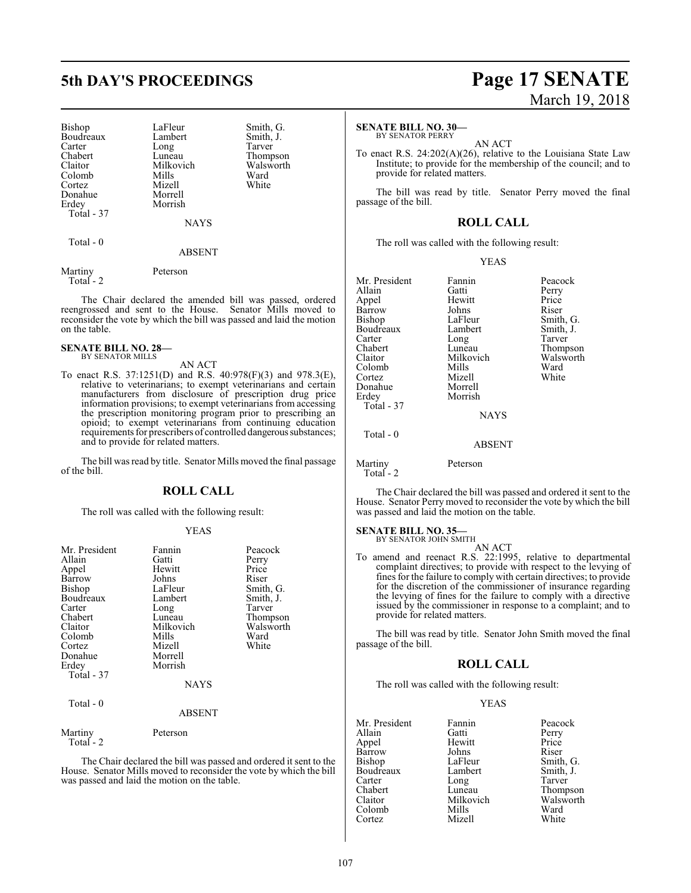| Bishop | LaFleur | Smith, G. |
|---|---|---|
| Boudreaux | Lambert | Smith, J. |
| Carter | Long | Tarver |
| Chabert | Luneau | Thompson |
| Claitor | Milkovich | Walsworth |
| Colomb | Mills | Ward |
| Cortez | Mizell | White |
| Donahue | Morrell | |
| Erdey | Morrish | |
| Total - 37 | | |

NAYS

Total - 0

ABSENT

Martiny Peterson
Total - 2

The Chair declared the amended bill was passed, ordered reengrossed and sent to the House. Senator Mills moved to reconsider the vote by which the bill was passed and laid the motion on the table.

**SENATE BILL NO. 28—**
BY SENATOR MILLS

AN ACT

To enact R.S. 37:1251(D) and R.S. 40:978(F)(3) and 978.3(E), relative to veterinarians; to exempt veterinarians and certain manufacturers from disclosure of prescription drug price information provisions; to exempt veterinarians from accessing the prescription monitoring program prior to prescribing an opioid; to exempt veterinarians from continuing education requirements for prescribers of controlled dangerous substances; and to provide for related matters.

The bill was read by title. Senator Mills moved the final passage of the bill.

## ROLL CALL

The roll was called with the following result:

YEAS

| Mr. President | Fannin | Peacock |
|---|---|---|
| Allain | Gatti | Perry |
| Appel | Hewitt | Price |
| Barrow | Johns | Riser |
| Bishop | LaFleur | Smith, G. |
| Boudreaux | Lambert | Smith, J. |
| Carter | Long | Tarver |
| Chabert | Luneau | Thompson |
| Claitor | Milkovich | Walsworth |
| Colomb | Mills | Ward |
| Cortez | Mizell | White |
| Donahue | Morrell | |
| Erdey | Morrish | |
| Total - 37 | | |

NAYS

Total - 0

ABSENT

Martiny Peterson
Total - 2

The Chair declared the bill was passed and ordered it sent to the House. Senator Mills moved to reconsider the vote by which the bill was passed and laid the motion on the table.

**SENATE BILL NO. 30—**
BY SENATOR PERRY

AN ACT

To enact R.S. 24:202(A)(26), relative to the Louisiana State Law Institute; to provide for the membership of the council; and to provide for related matters.

The bill was read by title. Senator Perry moved the final passage of the bill.

## ROLL CALL

The roll was called with the following result:

YEAS

| Mr. President | Fannin | Peacock |
|---|---|---|
| Allain | Gatti | Perry |
| Appel | Hewitt | Price |
| Barrow | Johns | Riser |
| Bishop | LaFleur | Smith, G. |
| Boudreaux | Lambert | Smith, J. |
| Carter | Long | Tarver |
| Chabert | Luneau | Thompson |
| Claitor | Milkovich | Walsworth |
| Colomb | Mills | Ward |
| Cortez | Mizell | White |
| Donahue | Morrell | |
| Erdey | Morrish | |
| Total - 37 | | |

NAYS

Total - 0

ABSENT

Martiny Peterson
Total - 2

The Chair declared the bill was passed and ordered it sent to the House. Senator Perry moved to reconsider the vote by which the bill was passed and laid the motion on the table.

**SENATE BILL NO. 35—**
BY SENATOR JOHN SMITH

AN ACT

To amend and reenact R.S. 22:1995, relative to departmental complaint directives; to provide with respect to the levying of fines for the failure to comply with certain directives; to provide for the discretion of the commissioner of insurance regarding the levying of fines for the failure to comply with a directive issued by the commissioner in response to a complaint; and to provide for related matters.

The bill was read by title. Senator John Smith moved the final passage of the bill.

## ROLL CALL

The roll was called with the following result:

YEAS

| Mr. President | Fannin | Peacock |
|---|---|---|
| Allain | Gatti | Perry |
| Appel | Hewitt | Price |
| Barrow | Johns | Riser |
| Bishop | LaFleur | Smith, G. |
| Boudreaux | Lambert | Smith, J. |
| Carter | Long | Tarver |
| Chabert | Luneau | Thompson |
| Claitor | Milkovich | Walsworth |
| Colomb | Mills | Ward |
| Cortez | Mizell | White |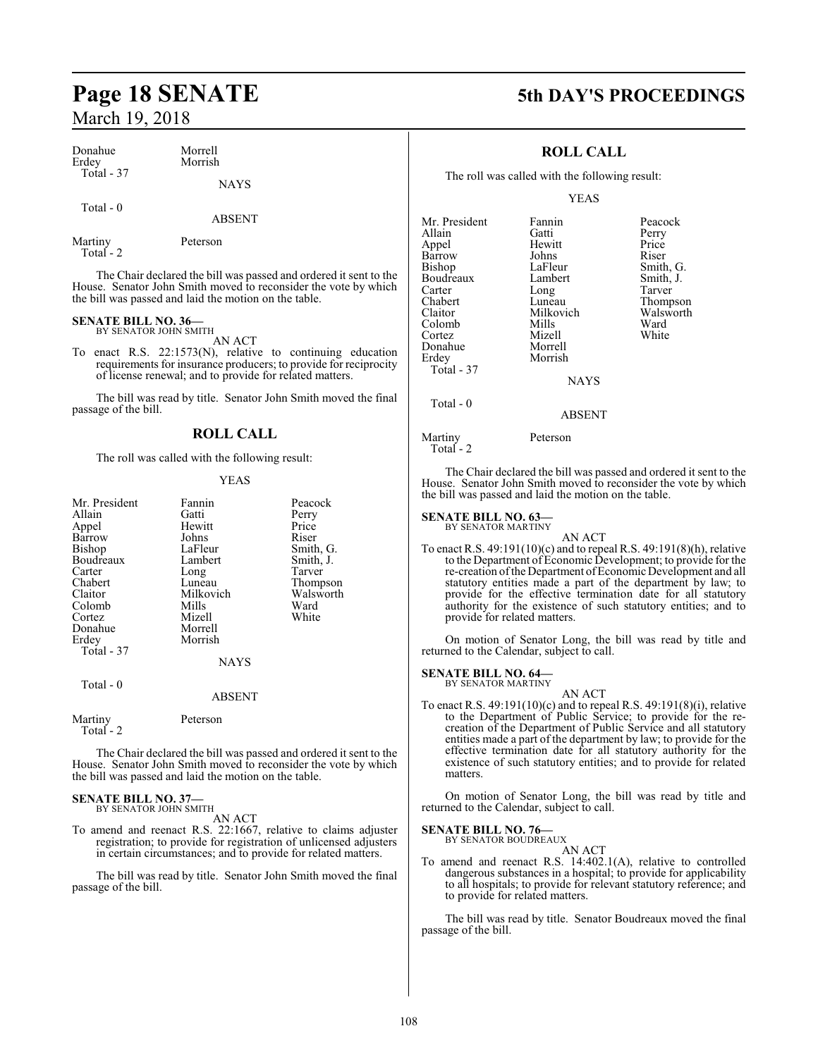| | |
|---|---|
| Donahue | Morrell |
| Erdey | Morrish |
| Total - 37 | |

NAYS

Total - 0

ABSENT

| | |
|---|---|
| Martiny | Peterson |
| Total - 2 | |

The Chair declared the bill was passed and ordered it sent to the House. Senator John Smith moved to reconsider the vote by which the bill was passed and laid the motion on the table.

**SENATE BILL NO. 36—**
BY SENATOR JOHN SMITH

AN ACT

To enact R.S. 22:1573(N), relative to continuing education requirements for insurance producers; to provide for reciprocity of license renewal; and to provide for related matters.

The bill was read by title. Senator John Smith moved the final passage of the bill.

## ROLL CALL

The roll was called with the following result:

YEAS

| | | |
|---|---|---|
| Mr. President | Fannin | Peacock |
| Allain | Gatti | Perry |
| Appel | Hewitt | Price |
| Barrow | Johns | Riser |
| Bishop | LaFleur | Smith, G. |
| Boudreaux | Lambert | Smith, J. |
| Carter | Long | Tarver |
| Chabert | Luneau | Thompson |
| Claitor | Milkovich | Walsworth |
| Colomb | Mills | Ward |
| Cortez | Mizell | White |
| Donahue | Morrell | |
| Erdey | Morrish | |
| Total - 37 | | |

NAYS

Total - 0

ABSENT

| | |
|---|---|
| Martiny | Peterson |
| Total - 2 | |

The Chair declared the bill was passed and ordered it sent to the House. Senator John Smith moved to reconsider the vote by which the bill was passed and laid the motion on the table.

**SENATE BILL NO. 37—**
BY SENATOR JOHN SMITH

AN ACT

To amend and reenact R.S. 22:1667, relative to claims adjuster registration; to provide for registration of unlicensed adjusters in certain circumstances; and to provide for related matters.

The bill was read by title. Senator John Smith moved the final passage of the bill.

## ROLL CALL

The roll was called with the following result:

YEAS

| | | |
|---|---|---|
| Mr. President | Fannin | Peacock |
| Allain | Gatti | Perry |
| Appel | Hewitt | Price |
| Barrow | Johns | Riser |
| Bishop | LaFleur | Smith, G. |
| Boudreaux | Lambert | Smith, J. |
| Carter | Long | Tarver |
| Chabert | Luneau | Thompson |
| Claitor | Milkovich | Walsworth |
| Colomb | Mills | Ward |
| Cortez | Mizell | White |
| Donahue | Morrell | |
| Erdey | Morrish | |
| Total - 37 | | |

NAYS

Total - 0

ABSENT

| | |
|---|---|
| Martiny | Peterson |
| Total - 2 | |

The Chair declared the bill was passed and ordered it sent to the House. Senator John Smith moved to reconsider the vote by which the bill was passed and laid the motion on the table.

**SENATE BILL NO. 63—**
BY SENATOR MARTINY

AN ACT

To enact R.S. 49:191(10)(c) and to repeal R.S. 49:191(8)(h), relative to the Department of Economic Development; to provide for the re-creation of the Department of Economic Development and all statutory entities made a part of the department by law; to provide for the effective termination date for all statutory authority for the existence of such statutory entities; and to provide for related matters.

On motion of Senator Long, the bill was read by title and returned to the Calendar, subject to call.

**SENATE BILL NO. 64—**
BY SENATOR MARTINY

AN ACT

To enact R.S. 49:191(10)(c) and to repeal R.S. 49:191(8)(i), relative to the Department of Public Service; to provide for the re-creation of the Department of Public Service and all statutory entities made a part of the department by law; to provide for the effective termination date for all statutory authority for the existence of such statutory entities; and to provide for related matters.

On motion of Senator Long, the bill was read by title and returned to the Calendar, subject to call.

**SENATE BILL NO. 76—**
BY SENATOR BOUDREAUX

AN ACT

To amend and reenact R.S. 14:402.1(A), relative to controlled dangerous substances in a hospital; to provide for applicability to all hospitals; to provide for relevant statutory reference; and to provide for related matters.

The bill was read by title. Senator Boudreaux moved the final passage of the bill.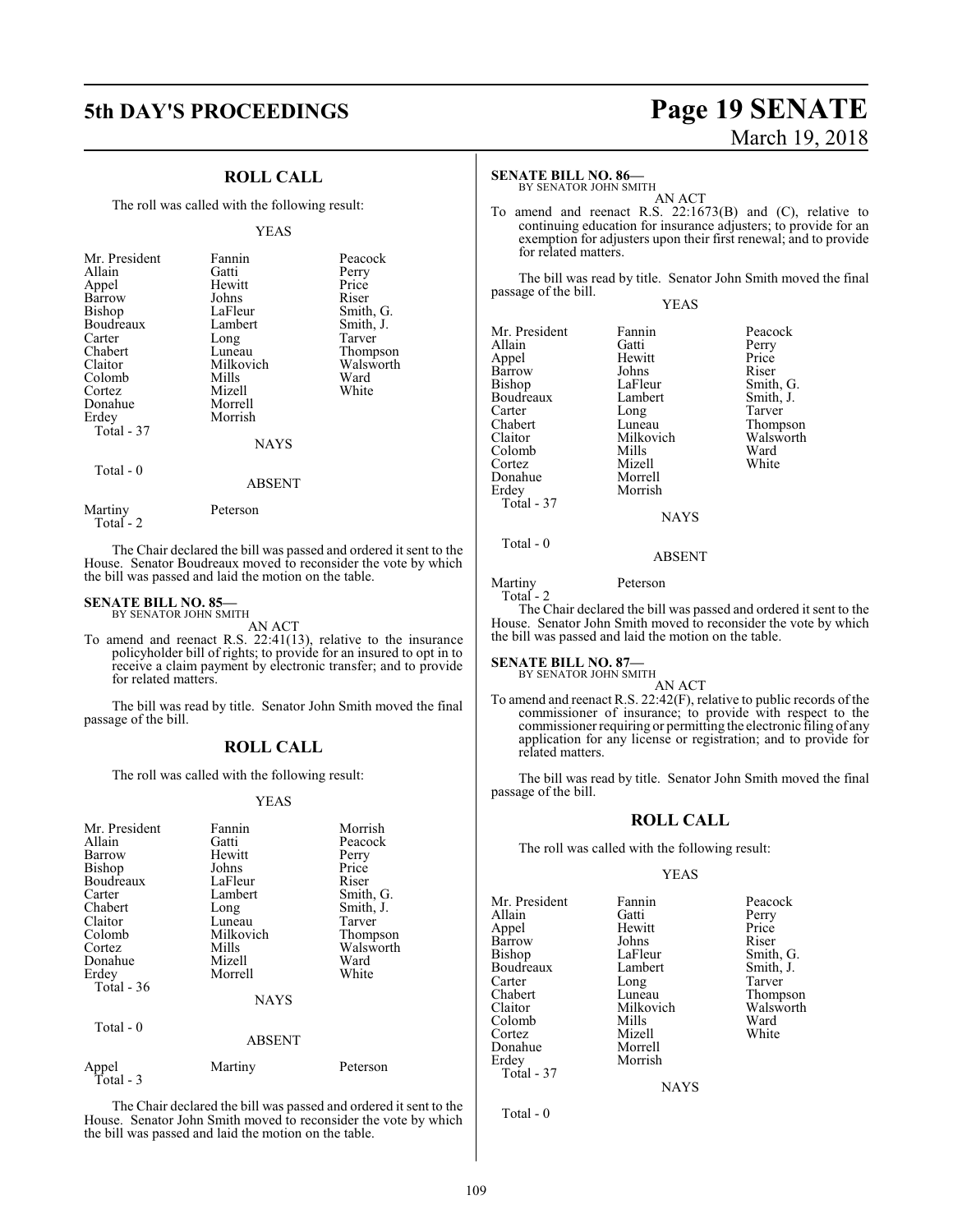## ROLL CALL

The roll was called with the following result:

YEAS

| | | |
|---|---|---|
| Mr. President | Fannin | Peacock |
| Allain | Gatti | Perry |
| Appel | Hewitt | Price |
| Barrow | Johns | Riser |
| Bishop | LaFleur | Smith, G. |
| Boudreaux | Lambert | Smith, J. |
| Carter | Long | Tarver |
| Chabert | Luneau | Thompson |
| Claitor | Milkovich | Walsworth |
| Colomb | Mills | Ward |
| Cortez | Mizell | White |
| Donahue | Morrell | |
| Erdey | Morrish | |
| Total - 37 | | |

NAYS

Total - 0

ABSENT

| | |
|---|---|
| Martiny | Peterson |
| Total - 2 | |

The Chair declared the bill was passed and ordered it sent to the House. Senator Boudreaux moved to reconsider the vote by which the bill was passed and laid the motion on the table.

**SENATE BILL NO. 85—**
BY SENATOR JOHN SMITH

AN ACT

To amend and reenact R.S. 22:41(13), relative to the insurance policyholder bill of rights; to provide for an insured to opt in to receive a claim payment by electronic transfer; and to provide for related matters.

The bill was read by title. Senator John Smith moved the final passage of the bill.

## ROLL CALL

The roll was called with the following result:

YEAS

| | | |
|---|---|---|
| Mr. President | Fannin | Morrish |
| Allain | Gatti | Peacock |
| Barrow | Hewitt | Perry |
| Bishop | Johns | Price |
| Boudreaux | LaFleur | Riser |
| Carter | Lambert | Smith, G. |
| Chabert | Long | Smith, J. |
| Claitor | Luneau | Tarver |
| Colomb | Milkovich | Thompson |
| Cortez | Mills | Walsworth |
| Donahue | Mizell | Ward |
| Erdey | Morrell | White |
| Total - 36 | | |

NAYS

Total - 0

ABSENT

| | | |
|---|---|---|
| Appel | Martiny | Peterson |
| Total - 3 | | |

The Chair declared the bill was passed and ordered it sent to the House. Senator John Smith moved to reconsider the vote by which the bill was passed and laid the motion on the table.

**SENATE BILL NO. 86—**
BY SENATOR JOHN SMITH

AN ACT

To amend and reenact R.S. 22:1673(B) and (C), relative to continuing education for insurance adjusters; to provide for an exemption for adjusters upon their first renewal; and to provide for related matters.

The bill was read by title. Senator John Smith moved the final passage of the bill.

YEAS

| | | |
|---|---|---|
| Mr. President | Fannin | Peacock |
| Allain | Gatti | Perry |
| Appel | Hewitt | Price |
| Barrow | Johns | Riser |
| Bishop | LaFleur | Smith, G. |
| Boudreaux | Lambert | Smith, J. |
| Carter | Long | Tarver |
| Chabert | Luneau | Thompson |
| Claitor | Milkovich | Walsworth |
| Colomb | Mills | Ward |
| Cortez | Mizell | White |
| Donahue | Morrell | |
| Erdey | Morrish | |
| Total - 37 | | |

NAYS

Total - 0

ABSENT

| | |
|---|---|
| Martiny | Peterson |
| Total - 2 | |

The Chair declared the bill was passed and ordered it sent to the House. Senator John Smith moved to reconsider the vote by which the bill was passed and laid the motion on the table.

**SENATE BILL NO. 87—**
BY SENATOR JOHN SMITH

AN ACT

To amend and reenact R.S. 22:42(F), relative to public records of the commissioner of insurance; to provide with respect to the commissioner requiring or permitting the electronic filing of any application for any license or registration; and to provide for related matters.

The bill was read by title. Senator John Smith moved the final passage of the bill.

## ROLL CALL

The roll was called with the following result:

YEAS

| | | |
|---|---|---|
| Mr. President | Fannin | Peacock |
| Allain | Gatti | Perry |
| Appel | Hewitt | Price |
| Barrow | Johns | Riser |
| Bishop | LaFleur | Smith, G. |
| Boudreaux | Lambert | Smith, J. |
| Carter | Long | Tarver |
| Chabert | Luneau | Thompson |
| Claitor | Milkovich | Walsworth |
| Colomb | Mills | Ward |
| Cortez | Mizell | White |
| Donahue | Morrell | |
| Erdey | Morrish | |
| Total - 37 | | |

NAYS

Total - 0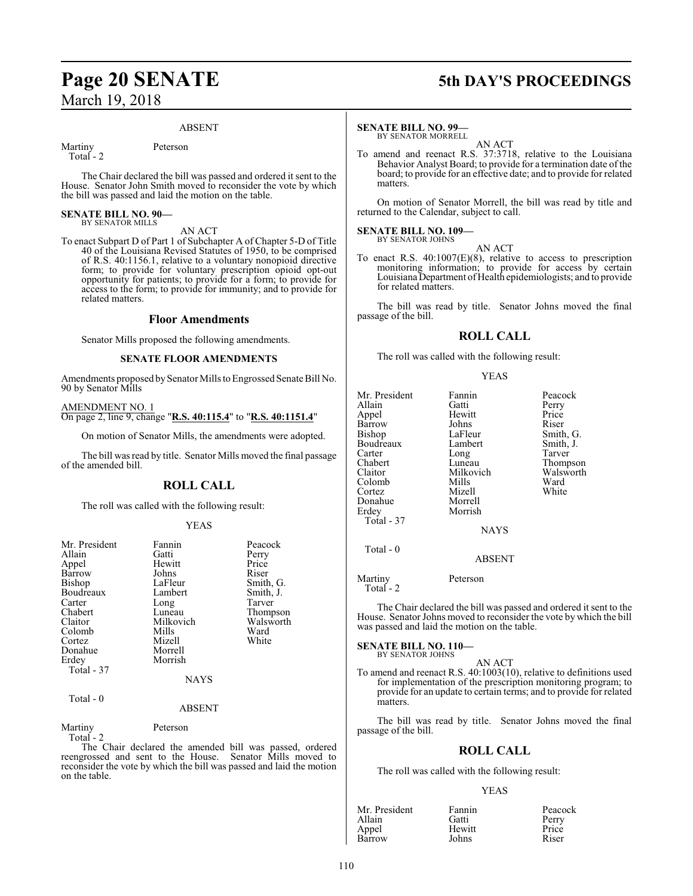ABSENT

| | |
|---|---|
| Martiny | Peterson |
| Total - 2 | |

The Chair declared the bill was passed and ordered it sent to the House. Senator John Smith moved to reconsider the vote by which the bill was passed and laid the motion on the table.

**SENATE BILL NO. 90—**
BY SENATOR MILLS

AN ACT

To enact Subpart D of Part 1 of Subchapter A of Chapter 5-D of Title 40 of the Louisiana Revised Statutes of 1950, to be comprised of R.S. 40:1156.1, relative to a voluntary nonopioid directive form; to provide for voluntary prescription opioid opt-out opportunity for patients; to provide for a form; to provide for access to the form; to provide for immunity; and to provide for related matters.

## Floor Amendments

Senator Mills proposed the following amendments.

**SENATE FLOOR AMENDMENTS**

Amendments proposed by Senator Mills to Engrossed Senate Bill No. 90 by Senator Mills

AMENDMENT NO. 1
On page 2, line 9, change "**R.S. 40:115.4**" to "**R.S. 40:1151.4**"

On motion of Senator Mills, the amendments were adopted.

The bill was read by title. Senator Mills moved the final passage of the amended bill.

## ROLL CALL

The roll was called with the following result:

YEAS

| | | |
|---|---|---|
| Mr. President | Fannin | Peacock |
| Allain | Gatti | Perry |
| Appel | Hewitt | Price |
| Barrow | Johns | Riser |
| Bishop | LaFleur | Smith, G. |
| Boudreaux | Lambert | Smith, J. |
| Carter | Long | Tarver |
| Chabert | Luneau | Thompson |
| Claitor | Milkovich | Walsworth |
| Colomb | Mills | Ward |
| Cortez | Mizell | White |
| Donahue | Morrell | |
| Erdey | Morrish | |
| Total - 37 | | |

NAYS

Total - 0

ABSENT

| | |
|---|---|
| Martiny | Peterson |
| Total - 2 | |

The Chair declared the amended bill was passed, ordered reengrossed and sent to the House. Senator Mills moved to reconsider the vote by which the bill was passed and laid the motion on the table.

**SENATE BILL NO. 99—**
BY SENATOR MORRELL

AN ACT

To amend and reenact R.S. 37:3718, relative to the Louisiana Behavior Analyst Board; to provide for a termination date of the board; to provide for an effective date; and to provide for related matters.

On motion of Senator Morrell, the bill was read by title and returned to the Calendar, subject to call.

**SENATE BILL NO. 109—**
BY SENATOR JOHNS

AN ACT

To enact R.S. 40:1007(E)(8), relative to access to prescription monitoring information; to provide for access by certain Louisiana Department of Health epidemiologists; and to provide for related matters.

The bill was read by title. Senator Johns moved the final passage of the bill.

## ROLL CALL

The roll was called with the following result:

YEAS

| | | |
|---|---|---|
| Mr. President | Fannin | Peacock |
| Allain | Gatti | Perry |
| Appel | Hewitt | Price |
| Barrow | Johns | Riser |
| Bishop | LaFleur | Smith, G. |
| Boudreaux | Lambert | Smith, J. |
| Carter | Long | Tarver |
| Chabert | Luneau | Thompson |
| Claitor | Milkovich | Walsworth |
| Colomb | Mills | Ward |
| Cortez | Mizell | White |
| Donahue | Morrell | |
| Erdey | Morrish | |
| Total - 37 | | |

NAYS

Total - 0

ABSENT

| | |
|---|---|
| Martiny | Peterson |
| Total - 2 | |

The Chair declared the bill was passed and ordered it sent to the House. Senator Johns moved to reconsider the vote by which the bill was passed and laid the motion on the table.

**SENATE BILL NO. 110—**
BY SENATOR JOHNS

AN ACT

To amend and reenact R.S. 40:1003(10), relative to definitions used for implementation of the prescription monitoring program; to provide for an update to certain terms; and to provide for related matters.

The bill was read by title. Senator Johns moved the final passage of the bill.

## ROLL CALL

The roll was called with the following result:

YEAS

| | | |
|---|---|---|
| Mr. President | Fannin | Peacock |
| Allain | Gatti | Perry |
| Appel | Hewitt | Price |
| Barrow | Johns | Riser |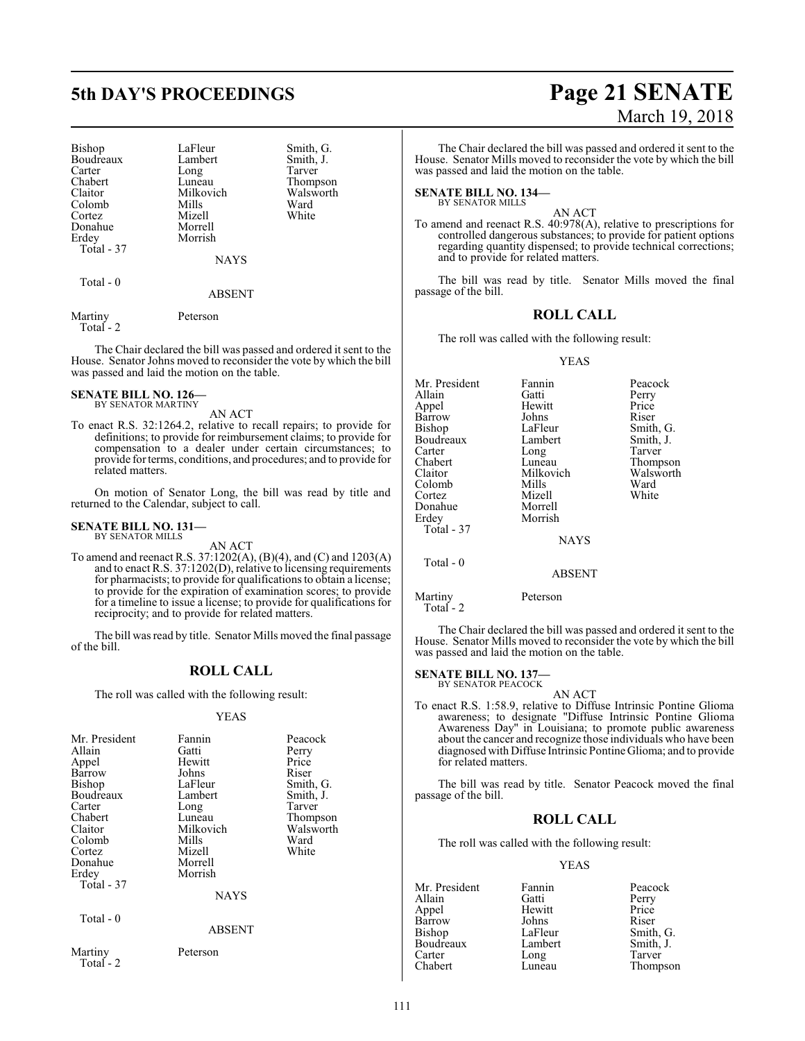| | | |
|---|---|---|
| Bishop | LaFleur | Smith, G. |
| Boudreaux | Lambert | Smith, J. |
| Carter | Long | Tarver |
| Chabert | Luneau | Thompson |
| Claitor | Milkovich | Walsworth |
| Colomb | Mills | Ward |
| Cortez | Mizell | White |
| Donahue | Morrell | |
| Erdey | Morrish | |
| Total - 37 | | |

NAYS

Total - 0

ABSENT

| | |
|---|---|
| Martiny | Peterson |
| Total - 2 | |

The Chair declared the bill was passed and ordered it sent to the House. Senator Johns moved to reconsider the vote by which the bill was passed and laid the motion on the table.

**SENATE BILL NO. 126—**
BY SENATOR MARTINY

AN ACT

To enact R.S. 32:1264.2, relative to recall repairs; to provide for definitions; to provide for reimbursement claims; to provide for compensation to a dealer under certain circumstances; to provide for terms, conditions, and procedures; and to provide for related matters.

On motion of Senator Long, the bill was read by title and returned to the Calendar, subject to call.

**SENATE BILL NO. 131—**
BY SENATOR MILLS

AN ACT

To amend and reenact R.S. 37:1202(A), (B)(4), and (C) and 1203(A) and to enact R.S. 37:1202(D), relative to licensing requirements for pharmacists; to provide for qualifications to obtain a license; to provide for the expiration of examination scores; to provide for a timeline to issue a license; to provide for qualifications for reciprocity; and to provide for related matters.

The bill was read by title. Senator Mills moved the final passage of the bill.

## ROLL CALL

The roll was called with the following result:

YEAS

| | | |
|---|---|---|
| Mr. President | Fannin | Peacock |
| Allain | Gatti | Perry |
| Appel | Hewitt | Price |
| Barrow | Johns | Riser |
| Bishop | LaFleur | Smith, G. |
| Boudreaux | Lambert | Smith, J. |
| Carter | Long | Tarver |
| Chabert | Luneau | Thompson |
| Claitor | Milkovich | Walsworth |
| Colomb | Mills | Ward |
| Cortez | Mizell | White |
| Donahue | Morrell | |
| Erdey | Morrish | |
| Total - 37 | | |

NAYS

Total - 0

ABSENT

| | |
|---|---|
| Martiny | Peterson |
| Total - 2 | |

The Chair declared the bill was passed and ordered it sent to the House. Senator Mills moved to reconsider the vote by which the bill was passed and laid the motion on the table.

**SENATE BILL NO. 134—**
BY SENATOR MILLS

AN ACT

To amend and reenact R.S. 40:978(A), relative to prescriptions for controlled dangerous substances; to provide for patient options regarding quantity dispensed; to provide technical corrections; and to provide for related matters.

The bill was read by title. Senator Mills moved the final passage of the bill.

## ROLL CALL

The roll was called with the following result:

YEAS

| | | |
|---|---|---|
| Mr. President | Fannin | Peacock |
| Allain | Gatti | Perry |
| Appel | Hewitt | Price |
| Barrow | Johns | Riser |
| Bishop | LaFleur | Smith, G. |
| Boudreaux | Lambert | Smith, J. |
| Carter | Long | Tarver |
| Chabert | Luneau | Thompson |
| Claitor | Milkovich | Walsworth |
| Colomb | Mills | Ward |
| Cortez | Mizell | White |
| Donahue | Morrell | |
| Erdey | Morrish | |
| Total - 37 | | |

NAYS

Total - 0

ABSENT

| | |
|---|---|
| Martiny | Peterson |
| Total - 2 | |

The Chair declared the bill was passed and ordered it sent to the House. Senator Mills moved to reconsider the vote by which the bill was passed and laid the motion on the table.

**SENATE BILL NO. 137—**
BY SENATOR PEACOCK

AN ACT

To enact R.S. 1:58.9, relative to Diffuse Intrinsic Pontine Glioma awareness; to designate "Diffuse Intrinsic Pontine Glioma Awareness Day" in Louisiana; to promote public awareness about the cancer and recognize those individuals who have been diagnosed with Diffuse Intrinsic Pontine Glioma; and to provide for related matters.

The bill was read by title. Senator Peacock moved the final passage of the bill.

## ROLL CALL

The roll was called with the following result:

YEAS

| | | |
|---|---|---|
| Mr. President | Fannin | Peacock |
| Allain | Gatti | Perry |
| Appel | Hewitt | Price |
| Barrow | Johns | Riser |
| Bishop | LaFleur | Smith, G. |
| Boudreaux | Lambert | Smith, J. |
| Carter | Long | Tarver |
| Chabert | Luneau | Thompson |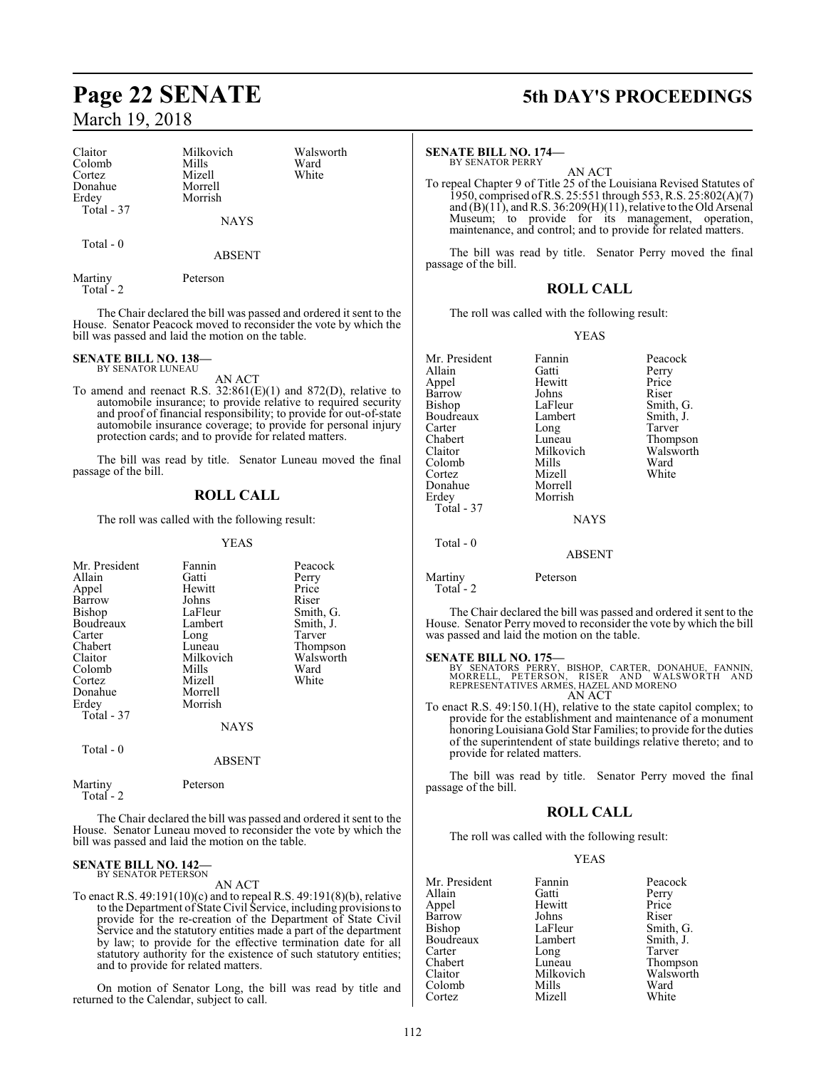| | | |
|---|---|---|
| Claitor | Milkovich | Walsworth |
| Colomb | Mills | Ward |
| Cortez | Mizell | White |
| Donahue | Morrell | |
| Erdey | Morrish | |
| Total - 37 | | |

NAYS

Total - 0

ABSENT

| | |
|---|---|
| Martiny | Peterson |
| Total - 2 | |

The Chair declared the bill was passed and ordered it sent to the House. Senator Peacock moved to reconsider the vote by which the bill was passed and laid the motion on the table.

**SENATE BILL NO. 138—**
BY SENATOR LUNEAU

AN ACT

To amend and reenact R.S. 32:861(E)(1) and 872(D), relative to automobile insurance; to provide relative to required security and proof of financial responsibility; to provide for out-of-state automobile insurance coverage; to provide for personal injury protection cards; and to provide for related matters.

The bill was read by title. Senator Luneau moved the final passage of the bill.

## ROLL CALL

The roll was called with the following result:

YEAS

| | | |
|---|---|---|
| Mr. President | Fannin | Peacock |
| Allain | Gatti | Perry |
| Appel | Hewitt | Price |
| Barrow | Johns | Riser |
| Bishop | LaFleur | Smith, G. |
| Boudreaux | Lambert | Smith, J. |
| Carter | Long | Tarver |
| Chabert | Luneau | Thompson |
| Claitor | Milkovich | Walsworth |
| Colomb | Mills | Ward |
| Cortez | Mizell | White |
| Donahue | Morrell | |
| Erdey | Morrish | |
| Total - 37 | | |

NAYS

Total - 0

ABSENT

| | |
|---|---|
| Martiny | Peterson |
| Total - 2 | |

The Chair declared the bill was passed and ordered it sent to the House. Senator Luneau moved to reconsider the vote by which the bill was passed and laid the motion on the table.

**SENATE BILL NO. 142—**
BY SENATOR PETERSON

AN ACT

To enact R.S. 49:191(10)(c) and to repeal R.S. 49:191(8)(b), relative to the Department of State Civil Service, including provisions to provide for the re-creation of the Department of State Civil Service and the statutory entities made a part of the department by law; to provide for the effective termination date for all statutory authority for the existence of such statutory entities; and to provide for related matters.

On motion of Senator Long, the bill was read by title and returned to the Calendar, subject to call.

**SENATE BILL NO. 174—**
BY SENATOR PERRY

AN ACT

To repeal Chapter 9 of Title 25 of the Louisiana Revised Statutes of 1950, comprised of R.S. 25:551 through 553, R.S. 25:802(A)(7) and (B)(11), and R.S. 36:209(H)(11), relative to the Old Arsenal Museum; to provide for its management, operation, maintenance, and control; and to provide for related matters.

The bill was read by title. Senator Perry moved the final passage of the bill.

## ROLL CALL

The roll was called with the following result:

YEAS

| | | |
|---|---|---|
| Mr. President | Fannin | Peacock |
| Allain | Gatti | Perry |
| Appel | Hewitt | Price |
| Barrow | Johns | Riser |
| Bishop | LaFleur | Smith, G. |
| Boudreaux | Lambert | Smith, J. |
| Carter | Long | Tarver |
| Chabert | Luneau | Thompson |
| Claitor | Milkovich | Walsworth |
| Colomb | Mills | Ward |
| Cortez | Mizell | White |
| Donahue | Morrell | |
| Erdey | Morrish | |
| Total - 37 | | |

NAYS

Total - 0

ABSENT

| | |
|---|---|
| Martiny | Peterson |
| Total - 2 | |

The Chair declared the bill was passed and ordered it sent to the House. Senator Perry moved to reconsider the vote by which the bill was passed and laid the motion on the table.

**SENATE BILL NO. 175—**
BY SENATORS PERRY, BISHOP, CARTER, DONAHUE, FANNIN, MORRELL, PETERSON, RISER AND WALSWORTH AND REPRESENTATIVES ARMES, HAZEL AND MORENO

AN ACT

To enact R.S. 49:150.1(H), relative to the state capitol complex; to provide for the establishment and maintenance of a monument honoring Louisiana Gold Star Families; to provide for the duties of the superintendent of state buildings relative thereto; and to provide for related matters.

The bill was read by title. Senator Perry moved the final passage of the bill.

## ROLL CALL

The roll was called with the following result:

YEAS

| | | |
|---|---|---|
| Mr. President | Fannin | Peacock |
| Allain | Gatti | Perry |
| Appel | Hewitt | Price |
| Barrow | Johns | Riser |
| Bishop | LaFleur | Smith, G. |
| Boudreaux | Lambert | Smith, J. |
| Carter | Long | Tarver |
| Chabert | Luneau | Thompson |
| Claitor | Milkovich | Walsworth |
| Colomb | Mills | Ward |
| Cortez | Mizell | White |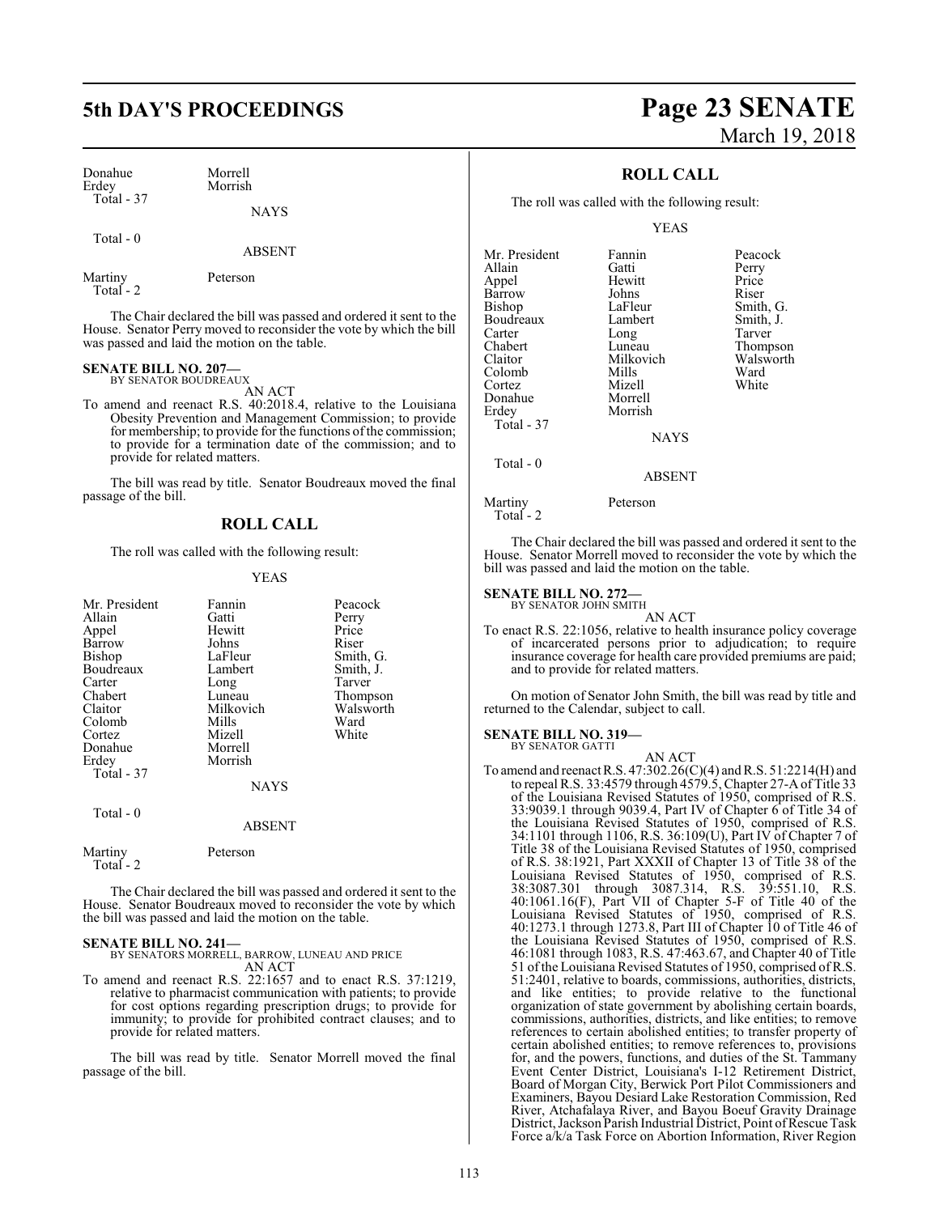| | |
|---|---|
| Donahue | Morrell |
| Erdey | Morrish |
| Total - 37 | |

NAYS

Total - 0

ABSENT

| | |
|---|---|
| Martiny | Peterson |
| Total - 2 | |

The Chair declared the bill was passed and ordered it sent to the House. Senator Perry moved to reconsider the vote by which the bill was passed and laid the motion on the table.

**SENATE BILL NO. 207—**
BY SENATOR BOUDREAUX
AN ACT

To amend and reenact R.S. 40:2018.4, relative to the Louisiana Obesity Prevention and Management Commission; to provide for membership; to provide for the functions of the commission; to provide for a termination date of the commission; and to provide for related matters.

The bill was read by title. Senator Boudreaux moved the final passage of the bill.

## ROLL CALL

The roll was called with the following result:

YEAS

| | | |
|---|---|---|
| Mr. President | Fannin | Peacock |
| Allain | Gatti | Perry |
| Appel | Hewitt | Price |
| Barrow | Johns | Riser |
| Bishop | LaFleur | Smith, G. |
| Boudreaux | Lambert | Smith, J. |
| Carter | Long | Tarver |
| Chabert | Luneau | Thompson |
| Claitor | Milkovich | Walsworth |
| Colomb | Mills | Ward |
| Cortez | Mizell | White |
| Donahue | Morrell | |
| Erdey | Morrish | |
| Total - 37 | | |

NAYS

Total - 0

ABSENT

| | |
|---|---|
| Martiny | Peterson |
| Total - 2 | |

The Chair declared the bill was passed and ordered it sent to the House. Senator Boudreaux moved to reconsider the vote by which the bill was passed and laid the motion on the table.

**SENATE BILL NO. 241—**
BY SENATORS MORRELL, BARROW, LUNEAU AND PRICE
AN ACT

To amend and reenact R.S. 22:1657 and to enact R.S. 37:1219, relative to pharmacist communication with patients; to provide for cost options regarding prescription drugs; to provide for immunity; to provide for prohibited contract clauses; and to provide for related matters.

The bill was read by title. Senator Morrell moved the final passage of the bill.

## ROLL CALL

The roll was called with the following result:

YEAS

| | | |
|---|---|---|
| Mr. President | Fannin | Peacock |
| Allain | Gatti | Perry |
| Appel | Hewitt | Price |
| Barrow | Johns | Riser |
| Bishop | LaFleur | Smith, G. |
| Boudreaux | Lambert | Smith, J. |
| Carter | Long | Tarver |
| Chabert | Luneau | Thompson |
| Claitor | Milkovich | Walsworth |
| Colomb | Mills | Ward |
| Cortez | Mizell | White |
| Donahue | Morrell | |
| Erdey | Morrish | |
| Total - 37 | | |

NAYS

Total - 0

ABSENT

| | |
|---|---|
| Martiny | Peterson |
| Total - 2 | |

The Chair declared the bill was passed and ordered it sent to the House. Senator Morrell moved to reconsider the vote by which the bill was passed and laid the motion on the table.

**SENATE BILL NO. 272—**
BY SENATOR JOHN SMITH
AN ACT

To enact R.S. 22:1056, relative to health insurance policy coverage of incarcerated persons prior to adjudication; to require insurance coverage for health care provided premiums are paid; and to provide for related matters.

On motion of Senator John Smith, the bill was read by title and returned to the Calendar, subject to call.

**SENATE BILL NO. 319—**
BY SENATOR GATTI
AN ACT

To amend and reenact R.S. 47:302.26(C)(4) and R.S. 51:2214(H) and to repeal R.S. 33:4579 through 4579.5, Chapter 27-A of Title 33 of the Louisiana Revised Statutes of 1950, comprised of R.S. 33:9039.1 through 9039.4, Part IV of Chapter 6 of Title 34 of the Louisiana Revised Statutes of 1950, comprised of R.S. 34:1101 through 1106, R.S. 36:109(U), Part IV of Chapter 7 of Title 38 of the Louisiana Revised Statutes of 1950, comprised of R.S. 38:1921, Part XXXII of Chapter 13 of Title 38 of the Louisiana Revised Statutes of 1950, comprised of R.S. 38:3087.301 through 3087.314, R.S. 39:551.10, R.S. 40:1061.16(F), Part VII of Chapter 5-F of Title 40 of the Louisiana Revised Statutes of 1950, comprised of R.S. 40:1273.1 through 1273.8, Part III of Chapter 10 of Title 46 of the Louisiana Revised Statutes of 1950, comprised of R.S. 46:1081 through 1083, R.S. 47:463.67, and Chapter 40 of Title 51 of the Louisiana Revised Statutes of 1950, comprised of R.S. 51:2401, relative to boards, commissions, authorities, districts, and like entities; to provide relative to the functional organization of state government by abolishing certain boards, commissions, authorities, districts, and like entities; to remove references to certain abolished entities; to transfer property of certain abolished entities; to remove references to, provisions for, and the powers, functions, and duties of the St. Tammany Event Center District, Louisiana's I-12 Retirement District, Board of Morgan City, Berwick Port Pilot Commissioners and Examiners, Bayou Desiard Lake Restoration Commission, Red River, Atchafalaya River, and Bayou Boeuf Gravity Drainage District, Jackson Parish Industrial District, Point of Rescue Task Force a/k/a Task Force on Abortion Information, River Region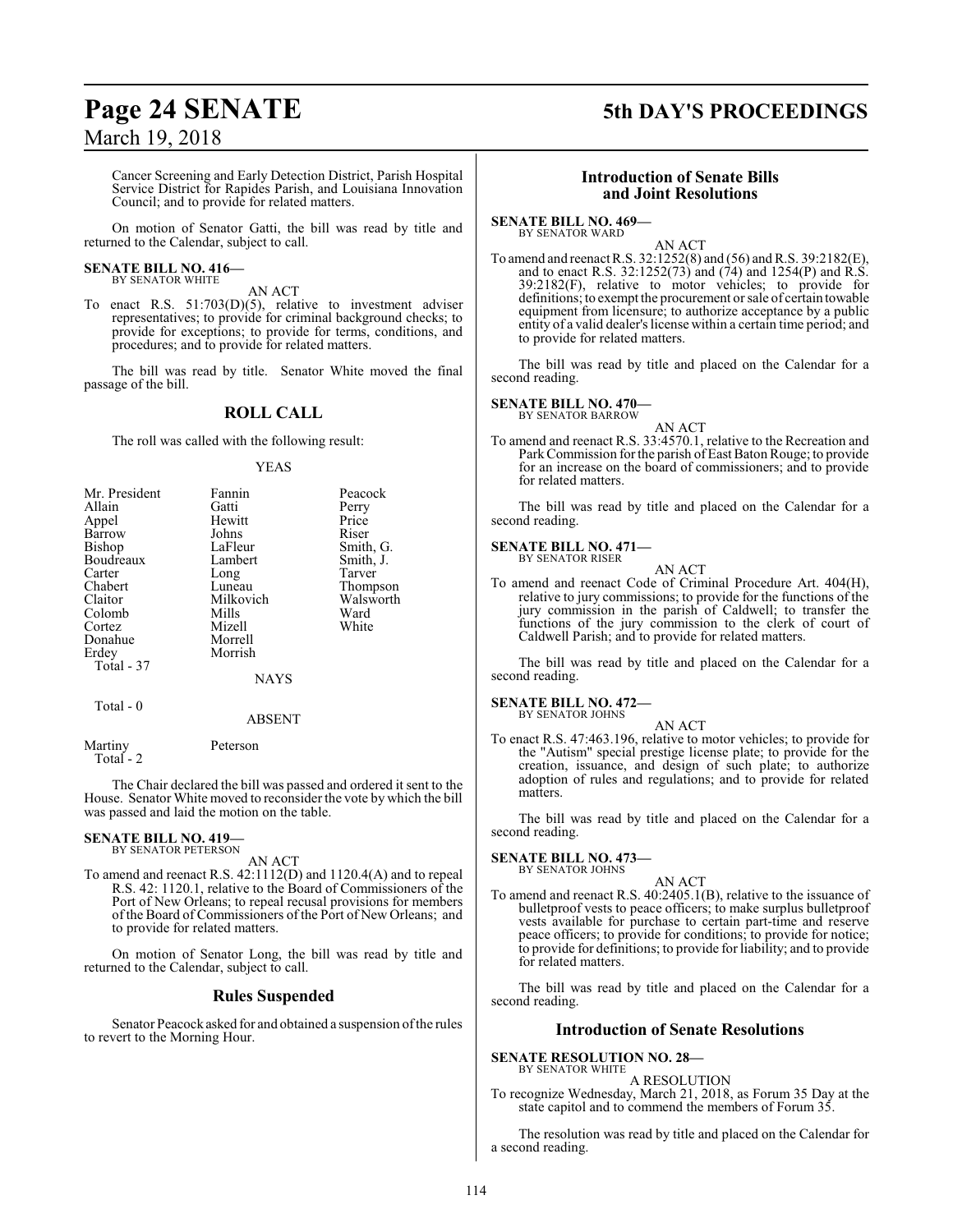Cancer Screening and Early Detection District, Parish Hospital Service District for Rapides Parish, and Louisiana Innovation Council; and to provide for related matters.

On motion of Senator Gatti, the bill was read by title and returned to the Calendar, subject to call.

**SENATE BILL NO. 416—**
BY SENATOR WHITE

AN ACT

To enact R.S. 51:703(D)(5), relative to investment adviser representatives; to provide for criminal background checks; to provide for exceptions; to provide for terms, conditions, and procedures; and to provide for related matters.

The bill was read by title. Senator White moved the final passage of the bill.

## ROLL CALL

The roll was called with the following result:

YEAS

| | | |
|---|---|---|
| Mr. President | Fannin | Peacock |
| Allain | Gatti | Perry |
| Appel | Hewitt | Price |
| Barrow | Johns | Riser |
| Bishop | LaFleur | Smith, G. |
| Boudreaux | Lambert | Smith, J. |
| Carter | Long | Tarver |
| Chabert | Luneau | Thompson |
| Claitor | Milkovich | Walsworth |
| Colomb | Mills | Ward |
| Cortez | Mizell | White |
| Donahue | Morrell | |
| Erdey | Morrish | |

Total - 37

NAYS

Total - 0

ABSENT

Martiny Peterson
Total - 2

The Chair declared the bill was passed and ordered it sent to the House. Senator White moved to reconsider the vote by which the bill was passed and laid the motion on the table.

**SENATE BILL NO. 419—**
BY SENATOR PETERSON

AN ACT

To amend and reenact R.S. 42:1112(D) and 1120.4(A) and to repeal R.S. 42: 1120.1, relative to the Board of Commissioners of the Port of New Orleans; to repeal recusal provisions for members of the Board of Commissioners of the Port of New Orleans; and to provide for related matters.

On motion of Senator Long, the bill was read by title and returned to the Calendar, subject to call.

## Rules Suspended

Senator Peacock asked for and obtained a suspension of the rules to revert to the Morning Hour.

## Introduction of Senate Bills and Joint Resolutions

**SENATE BILL NO. 469—**
BY SENATOR WARD

AN ACT

To amend and reenact R.S. 32:1252(8) and (56) and R.S. 39:2182(E), and to enact R.S. 32:1252(73) and (74) and 1254(P) and R.S. 39:2182(F), relative to motor vehicles; to provide for definitions; to exempt the procurement or sale of certain towable equipment from licensure; to authorize acceptance by a public entity of a valid dealer's license within a certain time period; and to provide for related matters.

The bill was read by title and placed on the Calendar for a second reading.

**SENATE BILL NO. 470—**
BY SENATOR BARROW

AN ACT

To amend and reenact R.S. 33:4570.1, relative to the Recreation and Park Commission for the parish of East Baton Rouge; to provide for an increase on the board of commissioners; and to provide for related matters.

The bill was read by title and placed on the Calendar for a second reading.

**SENATE BILL NO. 471—**
BY SENATOR RISER

AN ACT

To amend and reenact Code of Criminal Procedure Art. 404(H), relative to jury commissions; to provide for the functions of the jury commission in the parish of Caldwell; to transfer the functions of the jury commission to the clerk of court of Caldwell Parish; and to provide for related matters.

The bill was read by title and placed on the Calendar for a second reading.

**SENATE BILL NO. 472—**
BY SENATOR JOHNS

AN ACT

To enact R.S. 47:463.196, relative to motor vehicles; to provide for the "Autism" special prestige license plate; to provide for the creation, issuance, and design of such plate; to authorize adoption of rules and regulations; and to provide for related matters.

The bill was read by title and placed on the Calendar for a second reading.

**SENATE BILL NO. 473—**
BY SENATOR JOHNS

AN ACT

To amend and reenact R.S. 40:2405.1(B), relative to the issuance of bulletproof vests to peace officers; to make surplus bulletproof vests available for purchase to certain part-time and reserve peace officers; to provide for conditions; to provide for notice; to provide for definitions; to provide for liability; and to provide for related matters.

The bill was read by title and placed on the Calendar for a second reading.

## Introduction of Senate Resolutions

**SENATE RESOLUTION NO. 28—**
BY SENATOR WHITE

A RESOLUTION

To recognize Wednesday, March 21, 2018, as Forum 35 Day at the state capitol and to commend the members of Forum 35.

The resolution was read by title and placed on the Calendar for a second reading.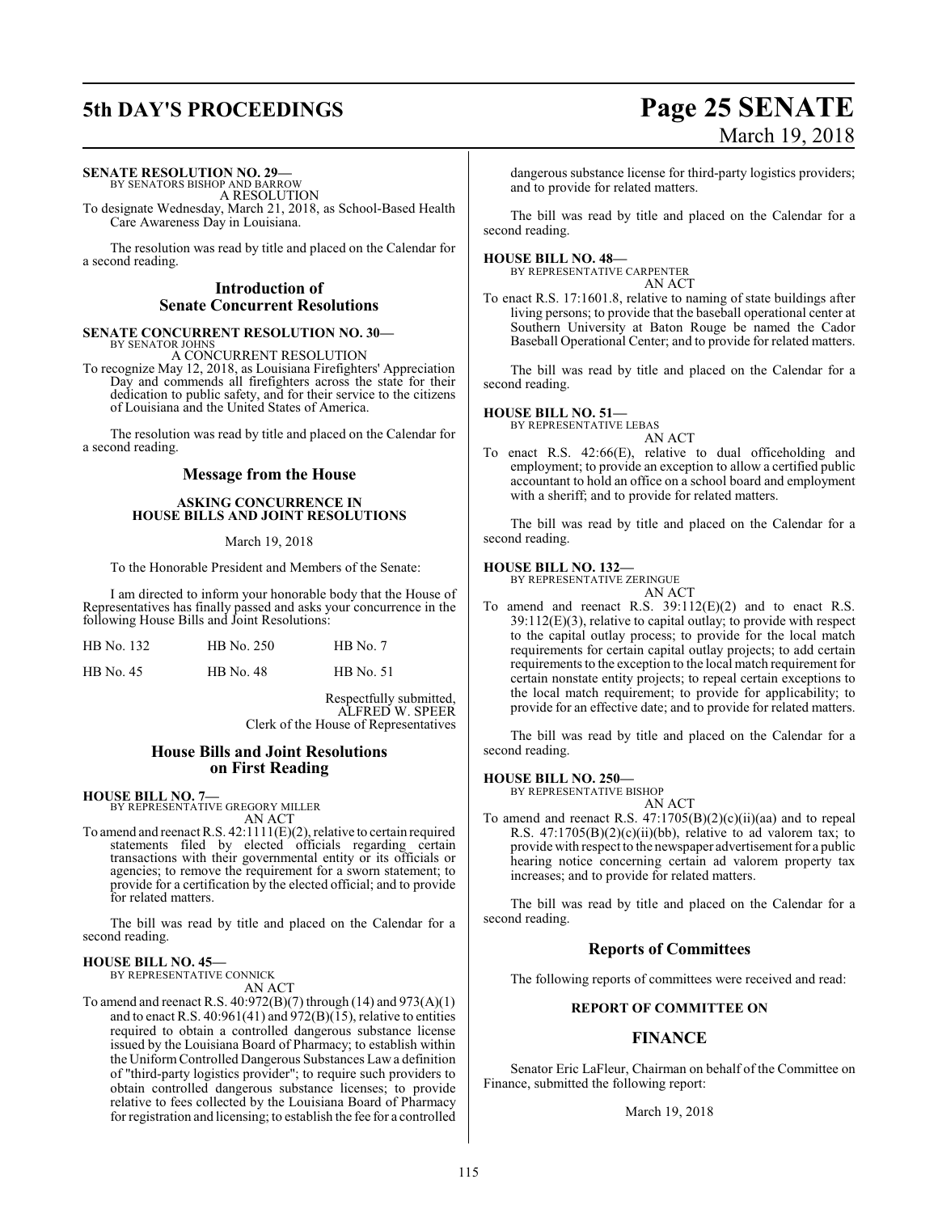**SENATE RESOLUTION NO. 29—**
BY SENATORS BISHOP AND BARROW

A RESOLUTION

To designate Wednesday, March 21, 2018, as School-Based Health Care Awareness Day in Louisiana.

The resolution was read by title and placed on the Calendar for a second reading.

## Introduction of Senate Concurrent Resolutions

**SENATE CONCURRENT RESOLUTION NO. 30—**
BY SENATOR JOHNS

A CONCURRENT RESOLUTION

To recognize May 12, 2018, as Louisiana Firefighters' Appreciation Day and commends all firefighters across the state for their dedication to public safety, and for their service to the citizens of Louisiana and the United States of America.

The resolution was read by title and placed on the Calendar for a second reading.

## Message from the House

**ASKING CONCURRENCE IN HOUSE BILLS AND JOINT RESOLUTIONS**

March 19, 2018

To the Honorable President and Members of the Senate:

I am directed to inform your honorable body that the House of Representatives has finally passed and asks your concurrence in the following House Bills and Joint Resolutions:

| | | |
|---|---|---|
| HB No. 132 | HB No. 250 | HB No. 7 |
| HB No. 45 | HB No. 48 | HB No. 51 |

Respectfully submitted,
ALFRED W. SPEER
Clerk of the House of Representatives

## House Bills and Joint Resolutions on First Reading

**HOUSE BILL NO. 7—**
BY REPRESENTATIVE GREGORY MILLER

AN ACT

To amend and reenact R.S. 42:1111(E)(2), relative to certain required statements filed by elected officials regarding certain transactions with their governmental entity or its officials or agencies; to remove the requirement for a sworn statement; to provide for a certification by the elected official; and to provide for related matters.

The bill was read by title and placed on the Calendar for a second reading.

**HOUSE BILL NO. 45—**
BY REPRESENTATIVE CONNICK

AN ACT

To amend and reenact R.S. 40:972(B)(7) through (14) and 973(A)(1) and to enact R.S. 40:961(41) and 972(B)(15), relative to entities required to obtain a controlled dangerous substance license issued by the Louisiana Board of Pharmacy; to establish within the Uniform Controlled Dangerous Substances Law a definition of "third-party logistics provider"; to require such providers to obtain controlled dangerous substance licenses; to provide relative to fees collected by the Louisiana Board of Pharmacy for registration and licensing; to establish the fee for a controlled dangerous substance license for third-party logistics providers; and to provide for related matters.

The bill was read by title and placed on the Calendar for a second reading.

**HOUSE BILL NO. 48—**
BY REPRESENTATIVE CARPENTER

AN ACT

To enact R.S. 17:1601.8, relative to naming of state buildings after living persons; to provide that the baseball operational center at Southern University at Baton Rouge be named the Cador Baseball Operational Center; and to provide for related matters.

The bill was read by title and placed on the Calendar for a second reading.

**HOUSE BILL NO. 51—**
BY REPRESENTATIVE LEBAS

AN ACT

To enact R.S. 42:66(E), relative to dual officeholding and employment; to provide an exception to allow a certified public accountant to hold an office on a school board and employment with a sheriff; and to provide for related matters.

The bill was read by title and placed on the Calendar for a second reading.

**HOUSE BILL NO. 132—**
BY REPRESENTATIVE ZERINGUE

AN ACT

To amend and reenact R.S. 39:112(E)(2) and to enact R.S. 39:112(E)(3), relative to capital outlay; to provide with respect to the capital outlay process; to provide for the local match requirements for certain capital outlay projects; to add certain requirements to the exception to the local match requirement for certain nonstate entity projects; to repeal certain exceptions to the local match requirement; to provide for applicability; to provide for an effective date; and to provide for related matters.

The bill was read by title and placed on the Calendar for a second reading.

**HOUSE BILL NO. 250—**
BY REPRESENTATIVE BISHOP

AN ACT

To amend and reenact R.S. 47:1705(B)(2)(c)(ii)(aa) and to repeal R.S. 47:1705(B)(2)(c)(ii)(bb), relative to ad valorem tax; to provide with respect to the newspaper advertisement for a public hearing notice concerning certain ad valorem property tax increases; and to provide for related matters.

The bill was read by title and placed on the Calendar for a second reading.

## Reports of Committees

The following reports of committees were received and read:

**REPORT OF COMMITTEE ON**

## FINANCE

Senator Eric LaFleur, Chairman on behalf of the Committee on Finance, submitted the following report:

March 19, 2018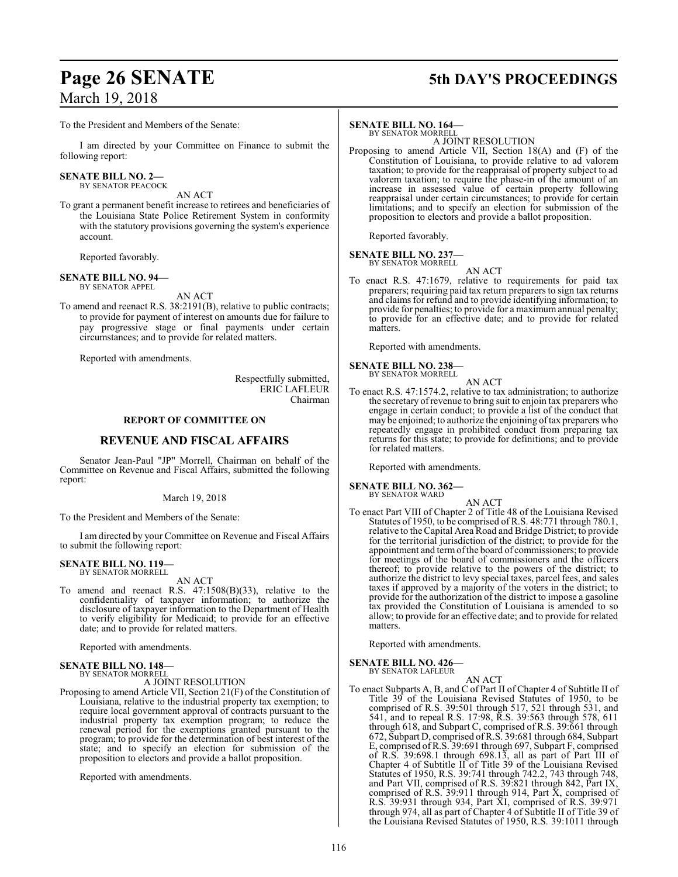To the President and Members of the Senate:

I am directed by your Committee on Finance to submit the following report:

**SENATE BILL NO. 2—**
BY SENATOR PEACOCK

AN ACT

To grant a permanent benefit increase to retirees and beneficiaries of the Louisiana State Police Retirement System in conformity with the statutory provisions governing the system's experience account.

Reported favorably.

**SENATE BILL NO. 94—**
BY SENATOR APPEL

AN ACT

To amend and reenact R.S. 38:2191(B), relative to public contracts; to provide for payment of interest on amounts due for failure to pay progressive stage or final payments under certain circumstances; and to provide for related matters.

Reported with amendments.

Respectfully submitted,
ERIC LAFLEUR
Chairman

## REPORT OF COMMITTEE ON

## REVENUE AND FISCAL AFFAIRS

Senator Jean-Paul "JP" Morrell, Chairman on behalf of the Committee on Revenue and Fiscal Affairs, submitted the following report:

March 19, 2018

To the President and Members of the Senate:

I am directed by your Committee on Revenue and Fiscal Affairs to submit the following report:

**SENATE BILL NO. 119—**
BY SENATOR MORRELL

AN ACT

To amend and reenact R.S. 47:1508(B)(33), relative to the confidentiality of taxpayer information; to authorize the disclosure of taxpayer information to the Department of Health to verify eligibility for Medicaid; to provide for an effective date; and to provide for related matters.

Reported with amendments.

**SENATE BILL NO. 148—**
BY SENATOR MORRELL

A JOINT RESOLUTION

Proposing to amend Article VII, Section 21(F) of the Constitution of Louisiana, relative to the industrial property tax exemption; to require local government approval of contracts pursuant to the industrial property tax exemption program; to reduce the renewal period for the exemptions granted pursuant to the program; to provide for the determination of best interest of the state; and to specify an election for submission of the proposition to electors and provide a ballot proposition.

Reported with amendments.

**SENATE BILL NO. 164—**
BY SENATOR MORRELL

A JOINT RESOLUTION

Proposing to amend Article VII, Section 18(A) and (F) of the Constitution of Louisiana, to provide relative to ad valorem taxation; to provide for the reappraisal of property subject to ad valorem taxation; to require the phase-in of the amount of an increase in assessed value of certain property following reappraisal under certain circumstances; to provide for certain limitations; and to specify an election for submission of the proposition to electors and provide a ballot proposition.

Reported favorably.

**SENATE BILL NO. 237—**
BY SENATOR MORRELL

AN ACT

To enact R.S. 47:1679, relative to requirements for paid tax preparers; requiring paid tax return preparers to sign tax returns and claims for refund and to provide identifying information; to provide for penalties; to provide for a maximum annual penalty; to provide for an effective date; and to provide for related matters.

Reported with amendments.

**SENATE BILL NO. 238—**
BY SENATOR MORRELL

AN ACT

To enact R.S. 47:1574.2, relative to tax administration; to authorize the secretary of revenue to bring suit to enjoin tax preparers who engage in certain conduct; to provide a list of the conduct that may be enjoined; to authorize the enjoining of tax preparers who repeatedly engage in prohibited conduct from preparing tax returns for this state; to provide for definitions; and to provide for related matters.

Reported with amendments.

**SENATE BILL NO. 362—**
BY SENATOR WARD

AN ACT

To enact Part VIII of Chapter 2 of Title 48 of the Louisiana Revised Statutes of 1950, to be comprised of R.S. 48:771 through 780.1, relative to the Capital Area Road and Bridge District; to provide for the territorial jurisdiction of the district; to provide for the appointment and term of the board of commissioners; to provide for meetings of the board of commissioners and the officers thereof; to provide relative to the powers of the district; to authorize the district to levy special taxes, parcel fees, and sales taxes if approved by a majority of the voters in the district; to provide for the authorization of the district to impose a gasoline tax provided the Constitution of Louisiana is amended to so allow; to provide for an effective date; and to provide for related matters.

Reported with amendments.

**SENATE BILL NO. 426—**
BY SENATOR LAFLEUR

AN ACT

To enact Subparts A, B, and C of Part II of Chapter 4 of Subtitle II of Title 39 of the Louisiana Revised Statutes of 1950, to be comprised of R.S. 39:501 through 517, 521 through 531, and 541, and to repeal R.S. 17:98, R.S. 39:563 through 578, 611 through 618, and Subpart C, comprised of R.S. 39:661 through 672, Subpart D, comprised of R.S. 39:681 through 684, Subpart E, comprised of R.S. 39:691 through 697, Subpart F, comprised of R.S. 39:698.1 through 698.13, all as part of Part III of Chapter 4 of Subtitle II of Title 39 of the Louisiana Revised Statutes of 1950, R.S. 39:741 through 742.2, 743 through 748, and Part VII, comprised of R.S. 39:821 through 842, Part IX, comprised of R.S. 39:911 through 914, Part X, comprised of R.S. 39:931 through 934, Part XI, comprised of R.S. 39:971 through 974, all as part of Chapter 4 of Subtitle II of Title 39 of the Louisiana Revised Statutes of 1950, R.S. 39:1011 through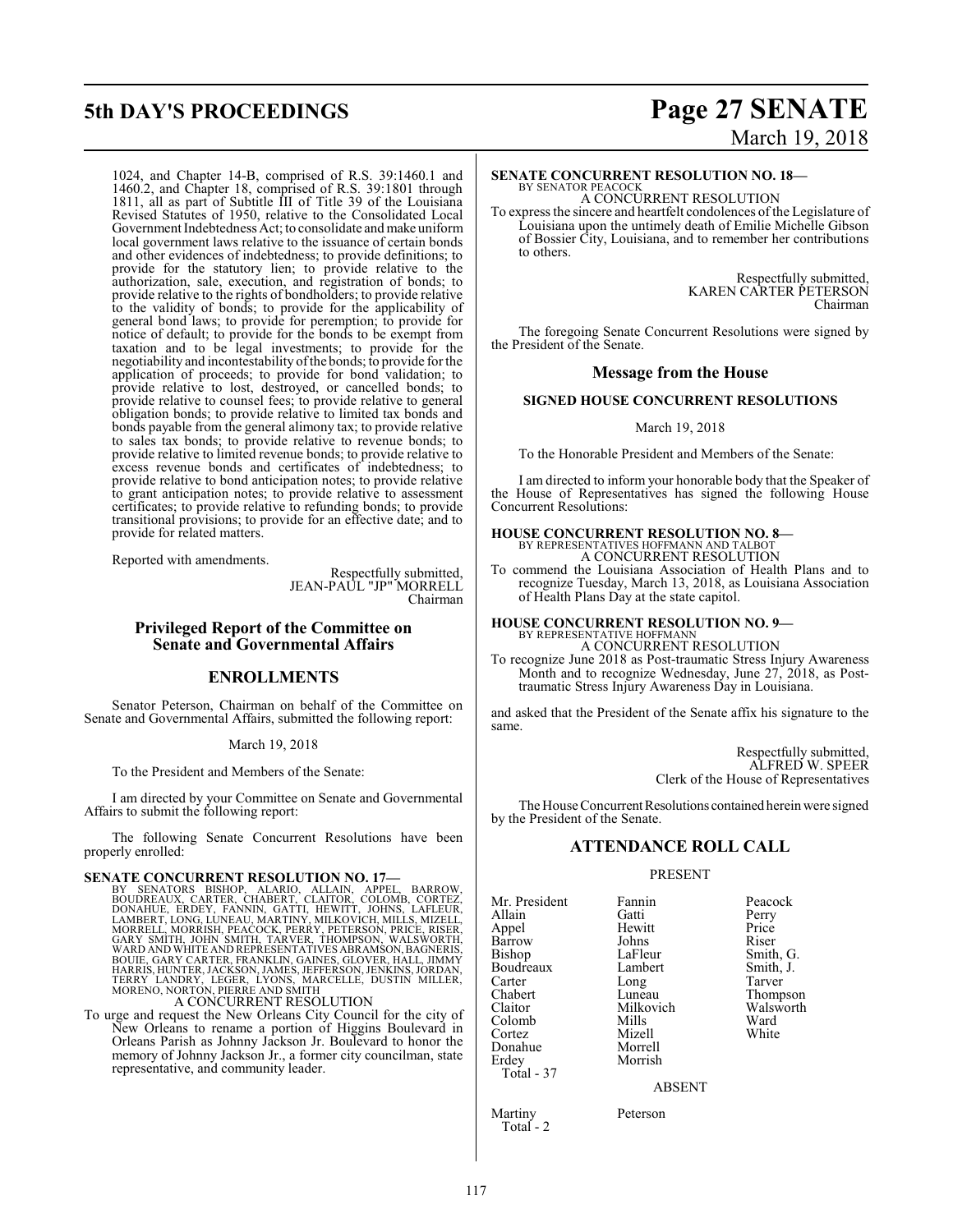1024, and Chapter 14-B, comprised of R.S. 39:1460.1 and 1460.2, and Chapter 18, comprised of R.S. 39:1801 through 1811, all as part of Subtitle III of Title 39 of the Louisiana Revised Statutes of 1950, relative to the Consolidated Local Government Indebtedness Act; to consolidate and make uniform local government laws relative to the issuance of certain bonds and other evidences of indebtedness; to provide definitions; to provide for the statutory lien; to provide relative to the authorization, sale, execution, and registration of bonds; to provide relative to the rights of bondholders; to provide relative to the validity of bonds; to provide for the applicability of general bond laws; to provide for peremption; to provide for notice of default; to provide for the bonds to be exempt from taxation and to be legal investments; to provide for the negotiability and incontestability of the bonds; to provide for the application of proceeds; to provide for bond validation; to provide relative to lost, destroyed, or cancelled bonds; to provide relative to counsel fees; to provide relative to general obligation bonds; to provide relative to limited tax bonds and bonds payable from the general alimony tax; to provide relative to sales tax bonds; to provide relative to revenue bonds; to provide relative to limited revenue bonds; to provide relative to excess revenue bonds and certificates of indebtedness; to provide relative to bond anticipation notes; to provide relative to grant anticipation notes; to provide relative to assessment certificates; to provide relative to refunding bonds; to provide transitional provisions; to provide for an effective date; and to provide for related matters.

Reported with amendments.

Respectfully submitted,
JEAN-PAUL "JP" MORRELL
Chairman

## Privileged Report of the Committee on Senate and Governmental Affairs

## ENROLLMENTS

Senator Peterson, Chairman on behalf of the Committee on Senate and Governmental Affairs, submitted the following report:

March 19, 2018

To the President and Members of the Senate:

I am directed by your Committee on Senate and Governmental Affairs to submit the following report:

The following Senate Concurrent Resolutions have been properly enrolled:

**SENATE CONCURRENT RESOLUTION NO. 17—**
BY SENATORS BISHOP, ALARIO, ALLAIN, APPEL, BARROW, BOUDREAUX, CARTER, CHABERT, CLAITOR, COLOMB, CORTEZ, DONAHUE, ERDEY, FANNIN, GATTI, HEWITT, JOHNS, LAFLEUR, LAMBERT, LONG, LUNEAU, MARTINY, MILKOVICH, MILLS, MIZELL, MORRELL, MORRISH, PEACOCK, PERRY, PETERSON, PRICE, RISER, GARY SMITH, JOHN SMITH, TARVER, THOMPSON, WALSWORTH, WARD AND WHITE AND REPRESENTATIVES ABRAMSON, BAGNERIS, BOUIE, GARY CARTER, FRANKLIN, GAINES, GLOVER, HALL, JIMMY HARRIS, HUNTER, JACKSON, JAMES, JEFFERSON, JENKINS, JORDAN, TERRY LANDRY, LEGER, LYONS, MARCELLE, DUSTIN MILLER, MORENO, NORTON, PIERRE AND SMITH
A CONCURRENT RESOLUTION
To urge and request the New Orleans City Council for the city of New Orleans to rename a portion of Higgins Boulevard in Orleans Parish as Johnny Jackson Jr. Boulevard to honor the memory of Johnny Jackson Jr., a former city councilman, state representative, and community leader.

**SENATE CONCURRENT RESOLUTION NO. 18—**
BY SENATOR PEACOCK
A CONCURRENT RESOLUTION
To express the sincere and heartfelt condolences of the Legislature of Louisiana upon the untimely death of Emilie Michelle Gibson of Bossier City, Louisiana, and to remember her contributions to others.

Respectfully submitted,
KAREN CARTER PETERSON
Chairman

The foregoing Senate Concurrent Resolutions were signed by the President of the Senate.

## Message from the House

### SIGNED HOUSE CONCURRENT RESOLUTIONS

March 19, 2018

To the Honorable President and Members of the Senate:

I am directed to inform your honorable body that the Speaker of the House of Representatives has signed the following House Concurrent Resolutions:

**HOUSE CONCURRENT RESOLUTION NO. 8—**
BY REPRESENTATIVES HOFFMANN AND TALBOT
A CONCURRENT RESOLUTION
To commend the Louisiana Association of Health Plans and to recognize Tuesday, March 13, 2018, as Louisiana Association of Health Plans Day at the state capitol.

**HOUSE CONCURRENT RESOLUTION NO. 9—**
BY REPRESENTATIVE HOFFMANN
A CONCURRENT RESOLUTION
To recognize June 2018 as Post-traumatic Stress Injury Awareness Month and to recognize Wednesday, June 27, 2018, as Post-traumatic Stress Injury Awareness Day in Louisiana.

and asked that the President of the Senate affix his signature to the same.

Respectfully submitted,
ALFRED W. SPEER
Clerk of the House of Representatives

The House Concurrent Resolutions contained herein were signed by the President of the Senate.

## ATTENDANCE ROLL CALL

PRESENT

| | | |
|---|---|---|
| Mr. President | Fannin | Peacock |
| Allain | Gatti | Perry |
| Appel | Hewitt | Price |
| Barrow | Johns | Riser |
| Bishop | LaFleur | Smith, G. |
| Boudreaux | Lambert | Smith, J. |
| Carter | Long | Tarver |
| Chabert | Luneau | Thompson |
| Claitor | Milkovich | Walsworth |
| Colomb | Mills | Ward |
| Cortez | Mizell | White |
| Donahue | Morrell | |
| Erdey | Morrish | |

Total - 37

ABSENT

| | |
|---|---|
| Martiny | Peterson |

Total - 2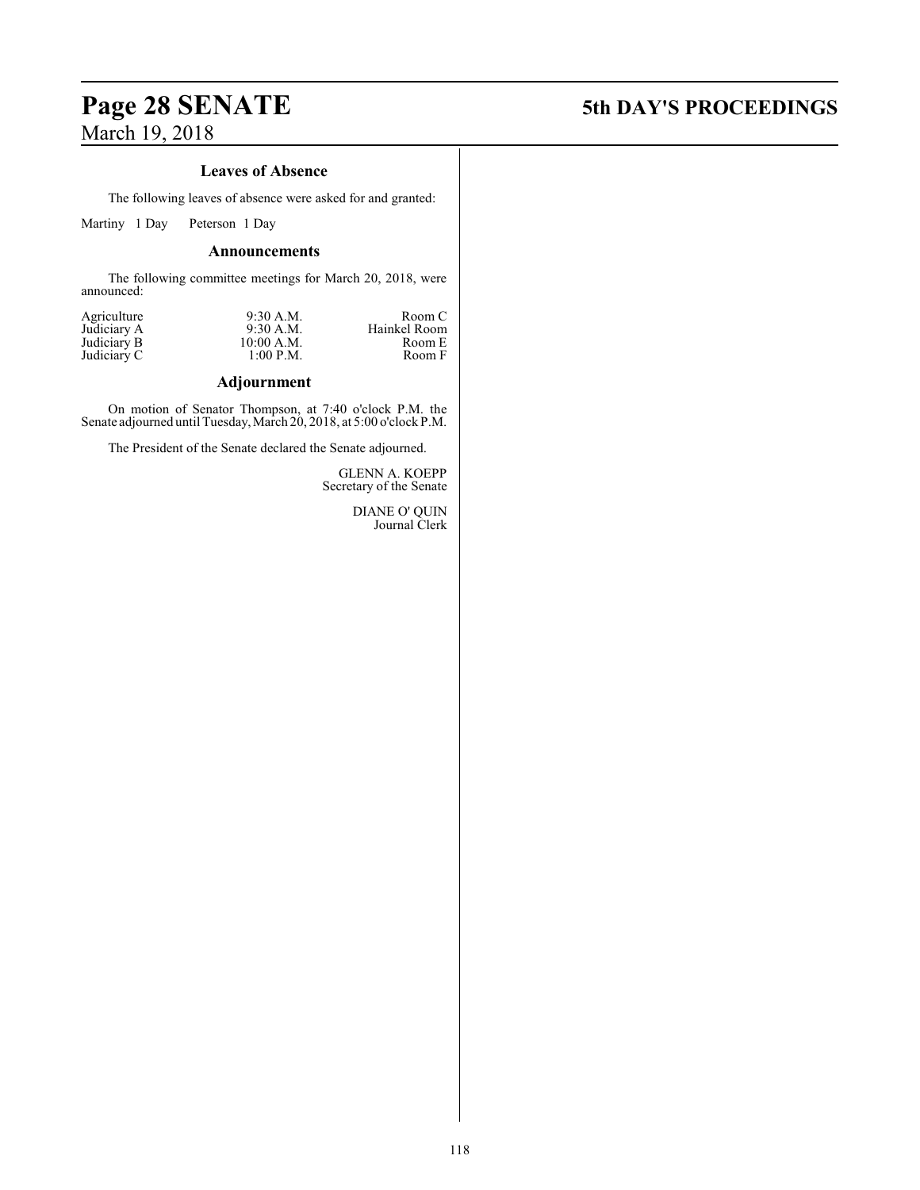### Leaves of Absence

The following leaves of absence were asked for and granted:

Martiny 1 Day Peterson 1 Day

### Announcements

The following committee meetings for March 20, 2018, were announced:

| | | |
|---|---|---|
| Agriculture | 9:30 A.M. | Room C |
| Judiciary A | 9:30 A.M. | Hainkel Room |
| Judiciary B | 10:00 A.M. | Room E |
| Judiciary C | 1:00 P.M. | Room F |

### Adjournment

On motion of Senator Thompson, at 7:40 o'clock P.M. the Senate adjourned until Tuesday, March 20, 2018, at 5:00 o'clock P.M.

The President of the Senate declared the Senate adjourned.

GLENN A. KOEPP
Secretary of the Senate

DIANE O' QUIN
Journal Clerk